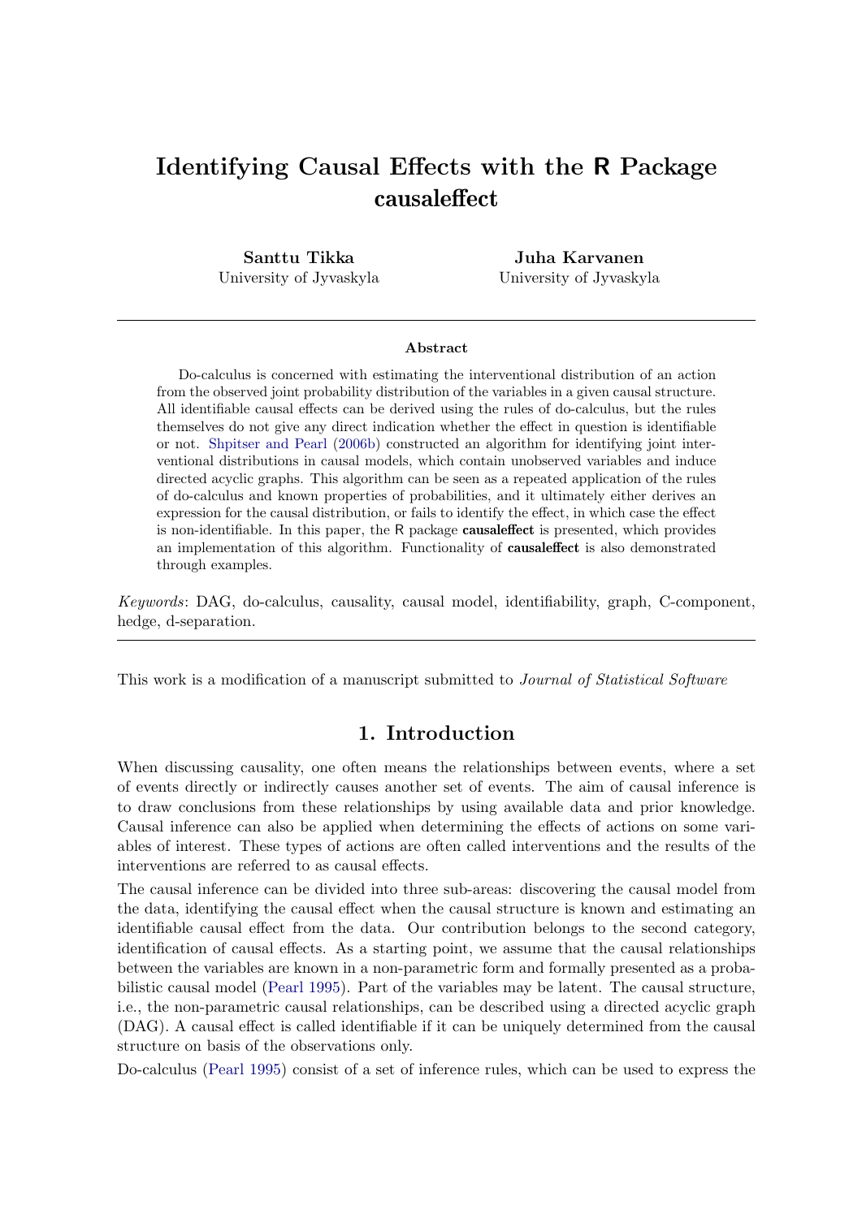# Identifying Causal Effects with the R Package causaleffect

**Santtu Tikka**
University of Jyvaskyla

**Juha Karvanen**
University of Jyvaskyla

### Abstract

Do-calculus is concerned with estimating the interventional distribution of an action from the observed joint probability distribution of the variables in a given causal structure. All identifiable causal effects can be derived using the rules of do-calculus, but the rules themselves do not give any direct indication whether the effect in question is identifiable or not. Shpitser and Pearl (2006b) constructed an algorithm for identifying joint interventional distributions in causal models, which contain unobserved variables and induce directed acyclic graphs. This algorithm can be seen as a repeated application of the rules of do-calculus and known properties of probabilities, and it ultimately either derives an expression for the causal distribution, or fails to identify the effect, in which case the effect is non-identifiable. In this paper, the R package **causaleffect** is presented, which provides an implementation of this algorithm. Functionality of **causaleffect** is also demonstrated through examples.

*Keywords*: DAG, do-calculus, causality, causal model, identifiability, graph, C-component, hedge, d-separation.

This work is a modification of a manuscript submitted to *Journal of Statistical Software*

## 1. Introduction

When discussing causality, one often means the relationships between events, where a set of events directly or indirectly causes another set of events. The aim of causal inference is to draw conclusions from these relationships by using available data and prior knowledge. Causal inference can also be applied when determining the effects of actions on some variables of interest. These types of actions are often called interventions and the results of the interventions are referred to as causal effects.

The causal inference can be divided into three sub-areas: discovering the causal model from the data, identifying the causal effect when the causal structure is known and estimating an identifiable causal effect from the data. Our contribution belongs to the second category, identification of causal effects. As a starting point, we assume that the causal relationships between the variables are known in a non-parametric form and formally presented as a probabilistic causal model (Pearl 1995). Part of the variables may be latent. The causal structure, i.e., the non-parametric causal relationships, can be described using a directed acyclic graph (DAG). A causal effect is called identifiable if it can be uniquely determined from the causal structure on basis of the observations only.

Do-calculus (Pearl 1995) consist of a set of inference rules, which can be used to express the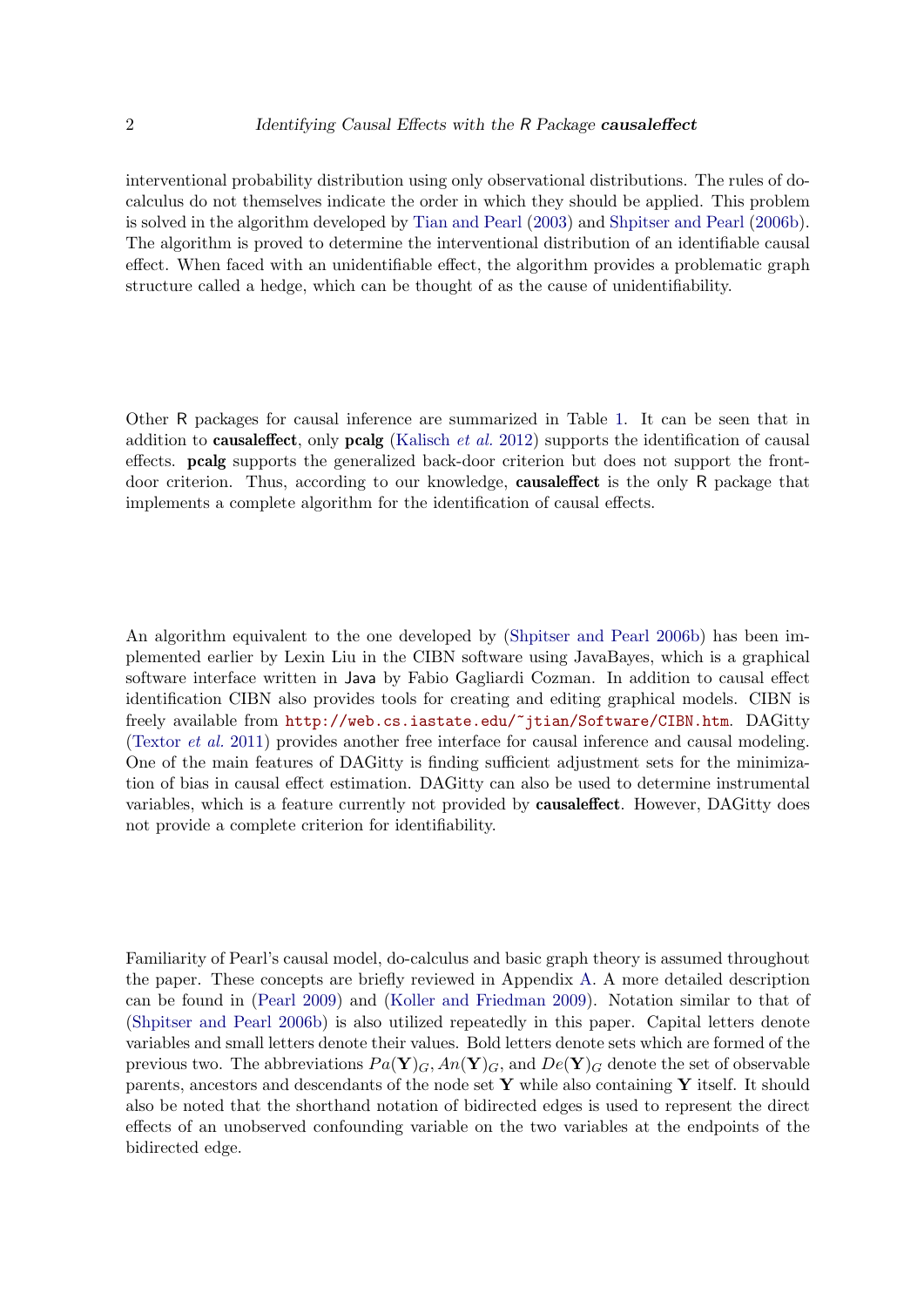interventional probability distribution using only observational distributions. The rules of do-calculus do not themselves indicate the order in which they should be applied. This problem is solved in the algorithm developed by Tian and Pearl (2003) and Shpitser and Pearl (2006b). The algorithm is proved to determine the interventional distribution of an identifiable causal effect. When faced with an unidentifiable effect, the algorithm provides a problematic graph structure called a hedge, which can be thought of as the cause of unidentifiability.

Other R packages for causal inference are summarized in Table 1. It can be seen that in addition to **causaleffect**, only **pcalg** (Kalisch *et al.* 2012) supports the identification of causal effects. **pcalg** supports the generalized back-door criterion but does not support the front-door criterion. Thus, according to our knowledge, **causaleffect** is the only R package that implements a complete algorithm for the identification of causal effects.

An algorithm equivalent to the one developed by (Shpitser and Pearl 2006b) has been implemented earlier by Lexin Liu in the CIBN software using JavaBayes, which is a graphical software interface written in Java by Fabio Gagliardi Cozman. In addition to causal effect identification CIBN also provides tools for creating and editing graphical models. CIBN is freely available from `http://web.cs.iastate.edu/~jtian/Software/CIBN.htm`. DAGitty (Textor *et al.* 2011) provides another free interface for causal inference and causal modeling. One of the main features of DAGitty is finding sufficient adjustment sets for the minimization of bias in causal effect estimation. DAGitty can also be used to determine instrumental variables, which is a feature currently not provided by **causaleffect**. However, DAGitty does not provide a complete criterion for identifiability.

Familiarity of Pearl's causal model, do-calculus and basic graph theory is assumed throughout the paper. These concepts are briefly reviewed in Appendix A. A more detailed description can be found in (Pearl 2009) and (Koller and Friedman 2009). Notation similar to that of (Shpitser and Pearl 2006b) is also utilized repeatedly in this paper. Capital letters denote variables and small letters denote their values. Bold letters denote sets which are formed of the previous two. The abbreviations $Pa(\mathbf{Y})_G, An(\mathbf{Y})_G$, and $De(\mathbf{Y})_G$ denote the set of observable parents, ancestors and descendants of the node set $\mathbf{Y}$ while also containing $\mathbf{Y}$ itself. It should also be noted that the shorthand notation of bidirected edges is used to represent the direct effects of an unobserved confounding variable on the two variables at the endpoints of the bidirected edge.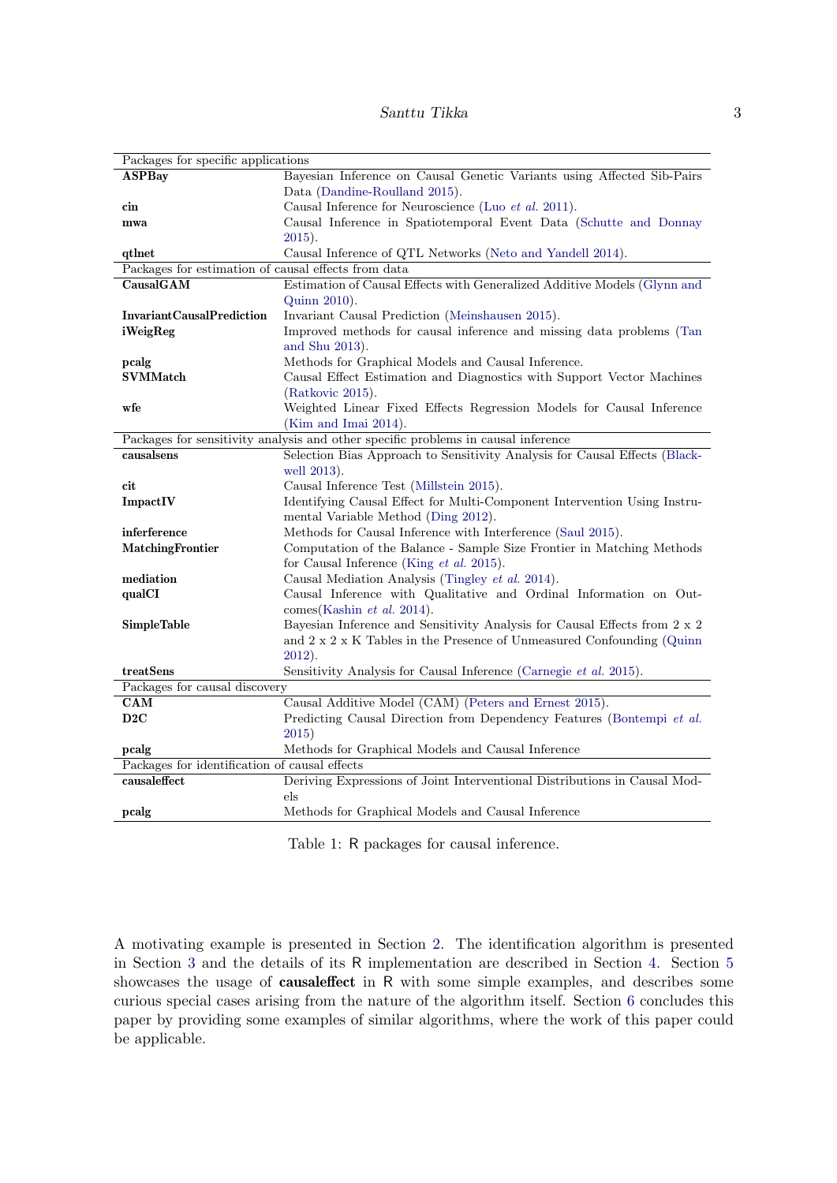| | |
|---|---|
| Packages for specific applications | |
| **ASPBay** | Bayesian Inference on Causal Genetic Variants using Affected Sib-Pairs Data (Dandine-Roulland 2015). |
| **cin** | Causal Inference for Neuroscience (Luo *et al.* 2011). |
| **mwa** | Causal Inference in Spatiotemporal Event Data (Schutte and Donnay 2015). |
| **qtlnet** | Causal Inference of QTL Networks (Neto and Yandell 2014). |
| Packages for estimation of causal effects from data | |
| **CausalGAM** | Estimation of Causal Effects with Generalized Additive Models (Glynn and Quinn 2010). |
| **InvariantCausalPrediction** | Invariant Causal Prediction (Meinshausen 2015). |
| **iWeigReg** | Improved methods for causal inference and missing data problems (Tan and Shu 2013). |
| **pcalg** | Methods for Graphical Models and Causal Inference. |
| **SVMMatch** | Causal Effect Estimation and Diagnostics with Support Vector Machines (Ratkovic 2015). |
| **wfe** | Weighted Linear Fixed Effects Regression Models for Causal Inference (Kim and Imai 2014). |
| Packages for sensitivity analysis and other specific problems in causal inference | |
| **causalsens** | Selection Bias Approach to Sensitivity Analysis for Causal Effects (Blackwell 2013). |
| **cit** | Causal Inference Test (Millstein 2015). |
| **ImpactIV** | Identifying Causal Effect for Multi-Component Intervention Using Instrumental Variable Method (Ding 2012). |
| **inferference** | Methods for Causal Inference with Interference (Saul 2015). |
| **MatchingFrontier** | Computation of the Balance - Sample Size Frontier in Matching Methods for Causal Inference (King *et al.* 2015). |
| **mediation** | Causal Mediation Analysis (Tingley *et al.* 2014). |
| **qualCI** | Causal Inference with Qualitative and Ordinal Information on Outcomes(Kashin *et al.* 2014). |
| **SimpleTable** | Bayesian Inference and Sensitivity Analysis for Causal Effects from 2 x 2 and 2 x 2 x K Tables in the Presence of Unmeasured Confounding (Quinn 2012). |
| **treatSens** | Sensitivity Analysis for Causal Inference (Carnegie *et al.* 2015). |
| Packages for causal discovery | |
| **CAM** | Causal Additive Model (CAM) (Peters and Ernest 2015). |
| **D2C** | Predicting Causal Direction from Dependency Features (Bontempi *et al.* 2015) |
| **pcalg** | Methods for Graphical Models and Causal Inference |
| Packages for identification of causal effects | |
| **causaleffect** | Deriving Expressions of Joint Interventional Distributions in Causal Models |
| **pcalg** | Methods for Graphical Models and Causal Inference |

Table 1: R packages for causal inference.

A motivating example is presented in Section 2. The identification algorithm is presented in Section 3 and the details of its R implementation are described in Section 4. Section 5 showcases the usage of **causaleffect** in R with some simple examples, and describes some curious special cases arising from the nature of the algorithm itself. Section 6 concludes this paper by providing some examples of similar algorithms, where the work of this paper could be applicable.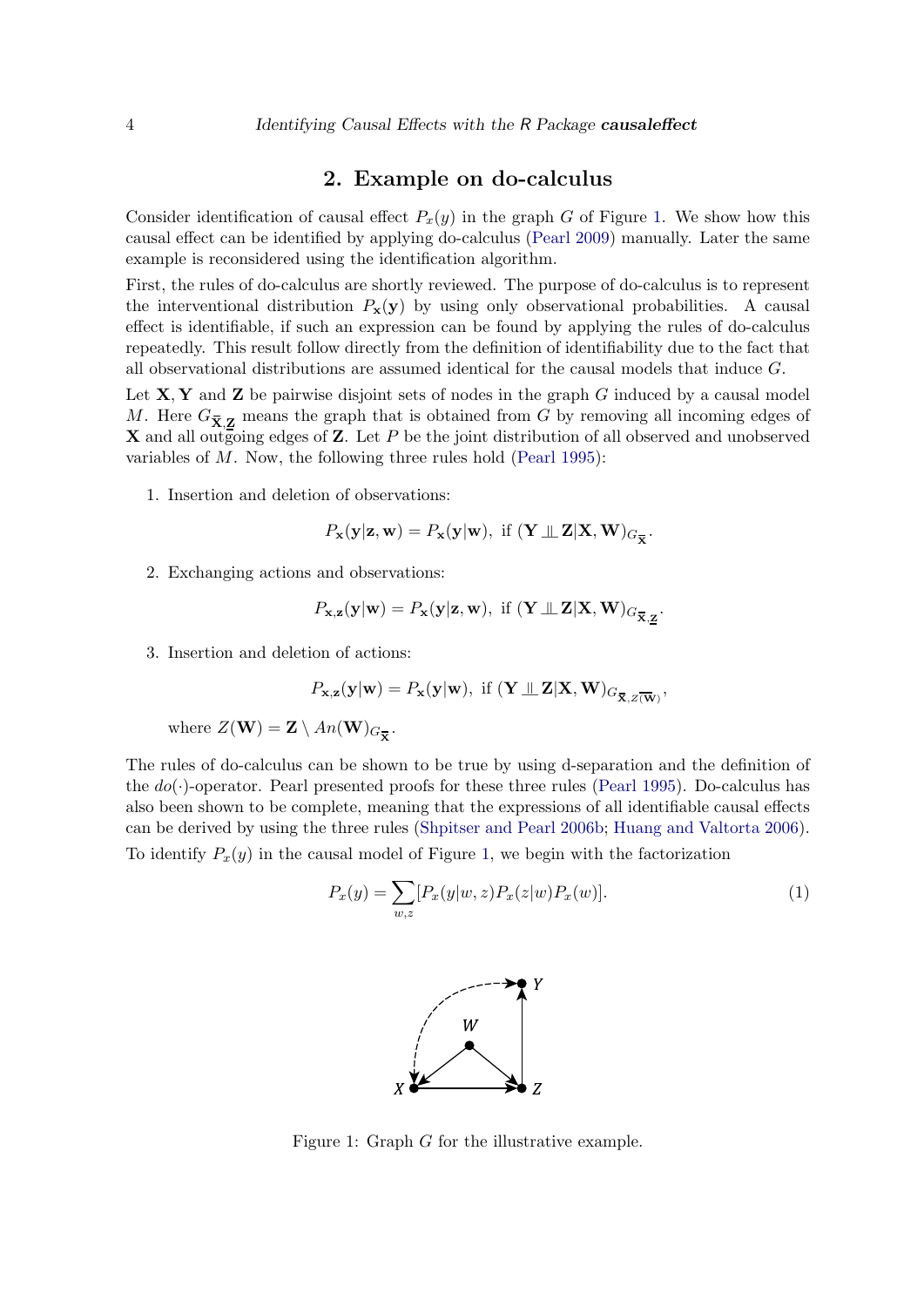## 2. Example on do-calculus

Consider identification of causal effect $P_x(y)$ in the graph $G$ of Figure 1. We show how this causal effect can be identified by applying do-calculus (Pearl 2009) manually. Later the same example is reconsidered using the identification algorithm.

First, the rules of do-calculus are shortly reviewed. The purpose of do-calculus is to represent the interventional distribution $P_{\mathbf{x}}(\mathbf{y})$ by using only observational probabilities. A causal effect is identifiable, if such an expression can be found by applying the rules of do-calculus repeatedly. This result follow directly from the definition of identifiability due to the fact that all observational distributions are assumed identical for the causal models that induce $G$.

Let $\mathbf{X}, \mathbf{Y}$ and $\mathbf{Z}$ be pairwise disjoint sets of nodes in the graph $G$ induced by a causal model $M$. Here $G_{\overline{\mathbf{X}},\underline{\mathbf{Z}}}$ means the graph that is obtained from $G$ by removing all incoming edges of $\mathbf{X}$ and all outgoing edges of $\mathbf{Z}$. Let $P$ be the joint distribution of all observed and unobserved variables of $M$. Now, the following three rules hold (Pearl 1995):

1. Insertion and deletion of observations:

$$P_{\mathbf{x}}(\mathbf{y}|\mathbf{z},\mathbf{w}) = P_{\mathbf{x}}(\mathbf{y}|\mathbf{w}), \text{ if } (\mathbf{Y} \perp\!\!\!\perp \mathbf{Z}|\mathbf{X},\mathbf{W})_{G_{\overline{\mathbf{X}}}}.$$

2. Exchanging actions and observations:

$$P_{\mathbf{x},\mathbf{z}}(\mathbf{y}|\mathbf{w}) = P_{\mathbf{x}}(\mathbf{y}|\mathbf{z},\mathbf{w}), \text{ if } (\mathbf{Y} \perp\!\!\!\perp \mathbf{Z}|\mathbf{X},\mathbf{W})_{G_{\overline{\mathbf{X}},\underline{\mathbf{Z}}}}.$$

3. Insertion and deletion of actions:

$$P_{\mathbf{x},\mathbf{z}}(\mathbf{y}|\mathbf{w}) = P_{\mathbf{x}}(\mathbf{y}|\mathbf{w}), \text{ if } (\mathbf{Y} \perp\!\!\!\perp \mathbf{Z}|\mathbf{X},\mathbf{W})_{G_{\overline{\mathbf{X}},\overline{Z(\mathbf{W})}}},$$

   where $Z(\mathbf{W}) = \mathbf{Z} \setminus An(\mathbf{W})_{G_{\overline{\mathbf{X}}}}$.

The rules of do-calculus can be shown to be true by using d-separation and the definition of the $do(\cdot)$-operator. Pearl presented proofs for these three rules (Pearl 1995). Do-calculus has also been shown to be complete, meaning that the expressions of all identifiable causal effects can be derived by using the three rules (Shpitser and Pearl 2006b; Huang and Valtorta 2006).

To identify $P_x(y)$ in the causal model of Figure 1, we begin with the factorization

$$P_x(y) = \sum_{w,z} [P_x(y|w,z)P_x(z|w)P_x(w)]. \tag{1}$$

Y
W
X
Z

Figure 1: Graph $G$ for the illustrative example.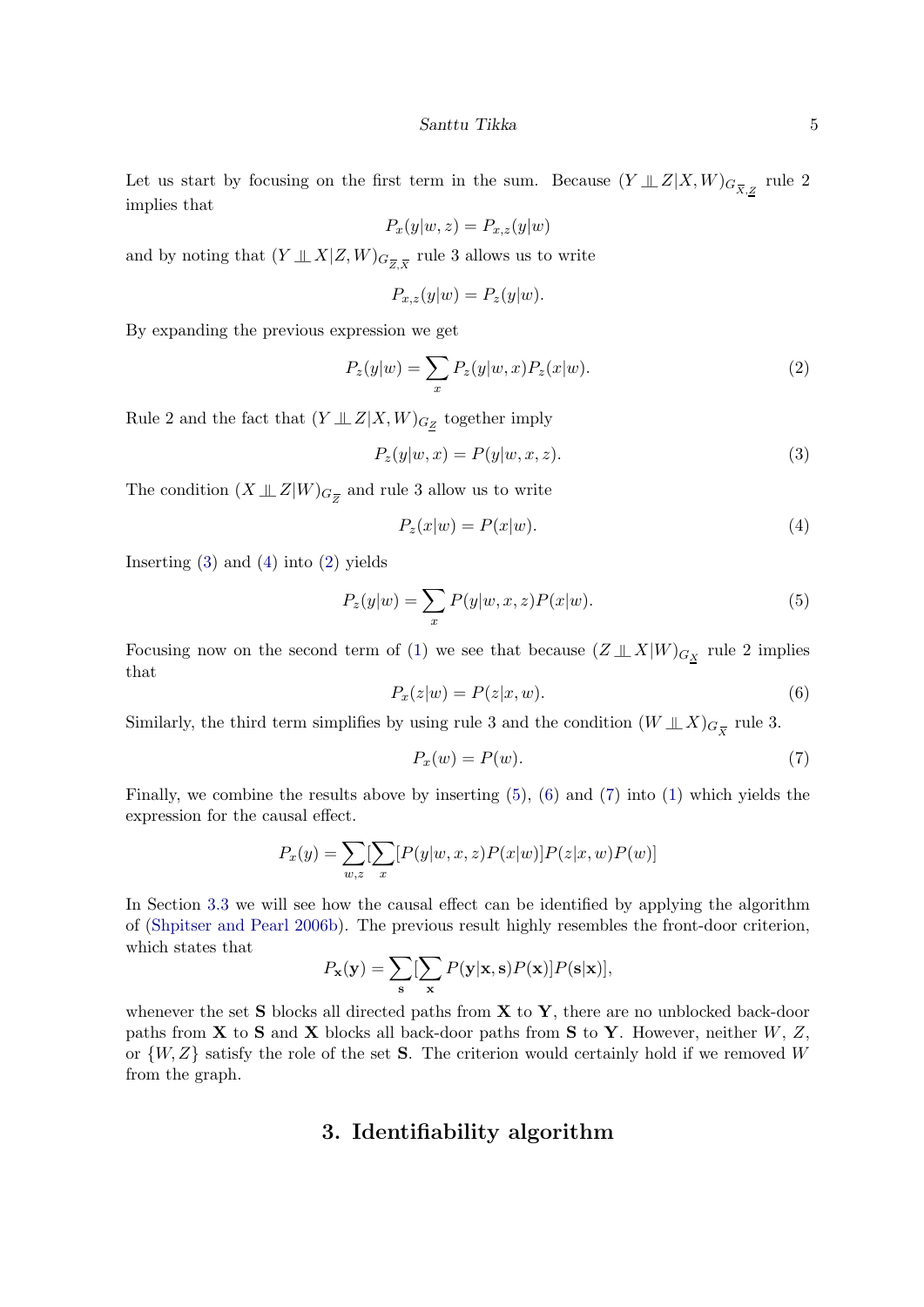Let us start by focusing on the first term in the sum. Because $(Y \perp\!\!\!\perp Z|X,W)_{G_{\overline{X},\underline{Z}}}$ rule 2 implies that

$$P_x(y|w,z) = P_{x,z}(y|w)$$

and by noting that $(Y \perp\!\!\!\perp X|Z,W)_{G_{\overline{Z},\overline{X}}}$ rule 3 allows us to write

$$P_{x,z}(y|w) = P_z(y|w).$$

By expanding the previous expression we get

$$P_z(y|w) = \sum_x P_z(y|w,x)P_z(x|w). \tag{2}$$

Rule 2 and the fact that $(Y \perp\!\!\!\perp Z|X,W)_{G_{\underline{Z}}}$ together imply

$$P_z(y|w,x) = P(y|w,x,z). \tag{3}$$

The condition $(X \perp\!\!\!\perp Z|W)_{G_{\overline{Z}}}$ and rule 3 allow us to write

$$P_z(x|w) = P(x|w). \tag{4}$$

Inserting (3) and (4) into (2) yields

$$P_z(y|w) = \sum_x P(y|w,x,z)P(x|w). \tag{5}$$

Focusing now on the second term of (1) we see that because $(Z \perp\!\!\!\perp X|W)_{G_{\underline{X}}}$ rule 2 implies that

$$P_x(z|w) = P(z|x,w). \tag{6}$$

Similarly, the third term simplifies by using rule 3 and the condition $(W \perp\!\!\!\perp X)_{G_{\overline{X}}}$ rule 3.

$$P_x(w) = P(w). \tag{7}$$

Finally, we combine the results above by inserting (5), (6) and (7) into (1) which yields the expression for the causal effect.

$$P_x(y) = \sum_{w,z} [\sum_x [P(y|w,x,z)P(x|w)]P(z|x,w)P(w)]$$

In Section 3.3 we will see how the causal effect can be identified by applying the algorithm of (Shpitser and Pearl 2006b). The previous result highly resembles the front-door criterion, which states that

$$P_{\mathbf{x}}(\mathbf{y}) = \sum_{\mathbf{s}} [\sum_{\mathbf{x}} P(\mathbf{y}|\mathbf{x},\mathbf{s})P(\mathbf{x})]P(\mathbf{s}|\mathbf{x})],$$

whenever the set $\mathbf{S}$ blocks all directed paths from $\mathbf{X}$ to $\mathbf{Y}$, there are no unblocked back-door paths from $\mathbf{X}$ to $\mathbf{S}$ and $\mathbf{X}$ blocks all back-door paths from $\mathbf{S}$ to $\mathbf{Y}$. However, neither $W$, $Z$, or $\{W,Z\}$ satisfy the role of the set $\mathbf{S}$. The criterion would certainly hold if we removed $W$ from the graph.

# 3. Identifiability algorithm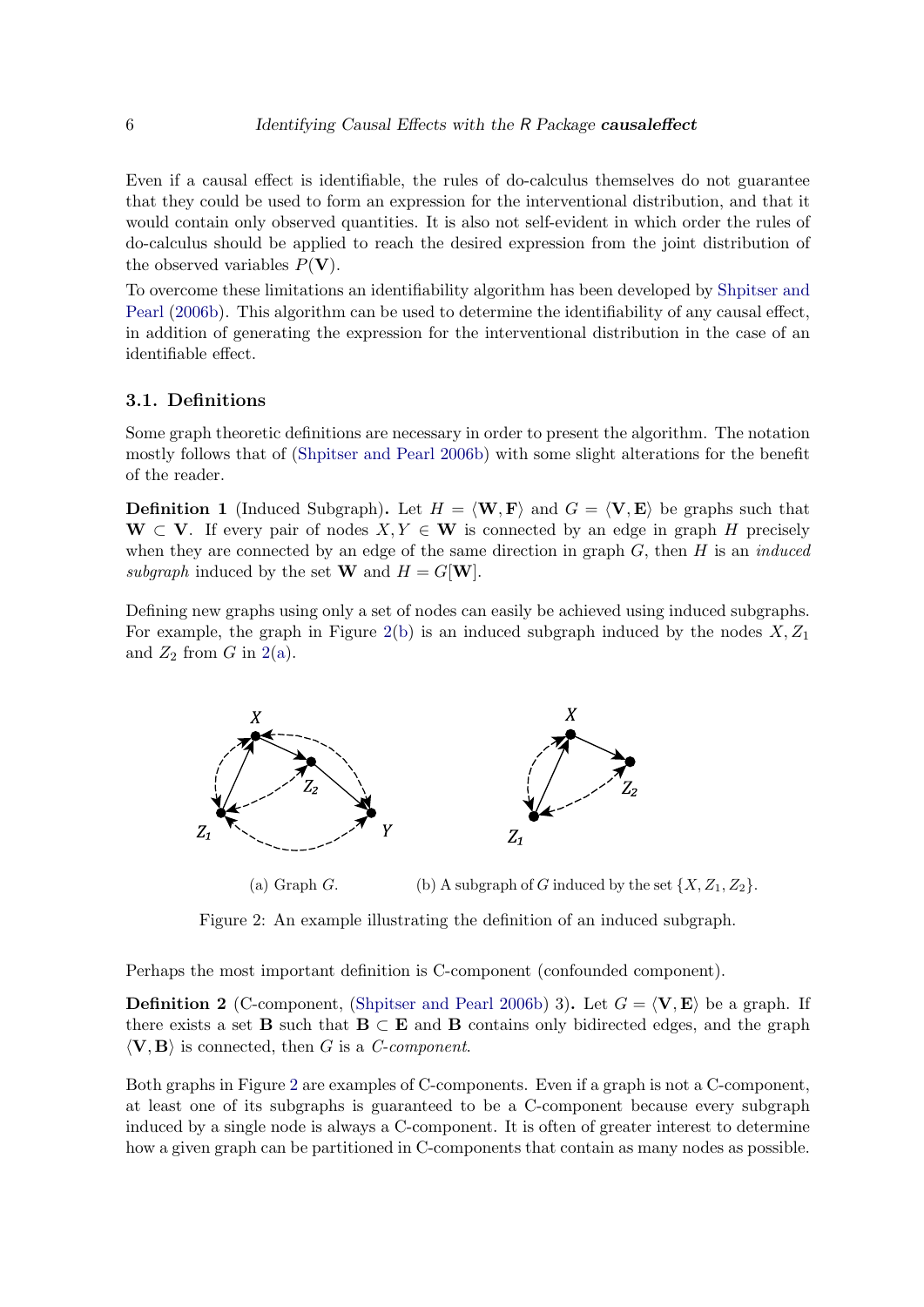Even if a causal effect is identifiable, the rules of do-calculus themselves do not guarantee that they could be used to form an expression for the interventional distribution, and that it would contain only observed quantities. It is also not self-evident in which order the rules of do-calculus should be applied to reach the desired expression from the joint distribution of the observed variables $P(\mathbf{V})$.

To overcome these limitations an identifiability algorithm has been developed by Shpitser and Pearl (2006b). This algorithm can be used to determine the identifiability of any causal effect, in addition of generating the expression for the interventional distribution in the case of an identifiable effect.

### 3.1. Definitions

Some graph theoretic definitions are necessary in order to present the algorithm. The notation mostly follows that of (Shpitser and Pearl 2006b) with some slight alterations for the benefit of the reader.

**Definition 1** (Induced Subgraph)**.** Let $H = \langle \mathbf{W}, \mathbf{F} \rangle$ and $G = \langle \mathbf{V}, \mathbf{E} \rangle$ be graphs such that $\mathbf{W} \subset \mathbf{V}$. If every pair of nodes $X, Y \in \mathbf{W}$ is connected by an edge in graph $H$ precisely when they are connected by an edge of the same direction in graph $G$, then $H$ is an *induced subgraph* induced by the set $\mathbf{W}$ and $H = G[\mathbf{W}]$.

Defining new graphs using only a set of nodes can easily be achieved using induced subgraphs. For example, the graph in Figure 2(b) is an induced subgraph induced by the nodes $X, Z_1$ and $Z_2$ from $G$ in 2(a).

X
Z2
Z1
Y

(a) Graph $G$.

X
Z2
Z1

(b) A subgraph of $G$ induced by the set $\{X, Z_1, Z_2\}$.

Figure 2: An example illustrating the definition of an induced subgraph.

Perhaps the most important definition is C-component (confounded component).

**Definition 2** (C-component, (Shpitser and Pearl 2006b) 3)**.** Let $G = \langle \mathbf{V}, \mathbf{E} \rangle$ be a graph. If there exists a set $\mathbf{B}$ such that $\mathbf{B} \subset \mathbf{E}$ and $\mathbf{B}$ contains only bidirected edges, and the graph $\langle \mathbf{V}, \mathbf{B} \rangle$ is connected, then $G$ is a *C-component*.

Both graphs in Figure 2 are examples of C-components. Even if a graph is not a C-component, at least one of its subgraphs is guaranteed to be a C-component because every subgraph induced by a single node is always a C-component. It is often of greater interest to determine how a given graph can be partitioned in C-components that contain as many nodes as possible.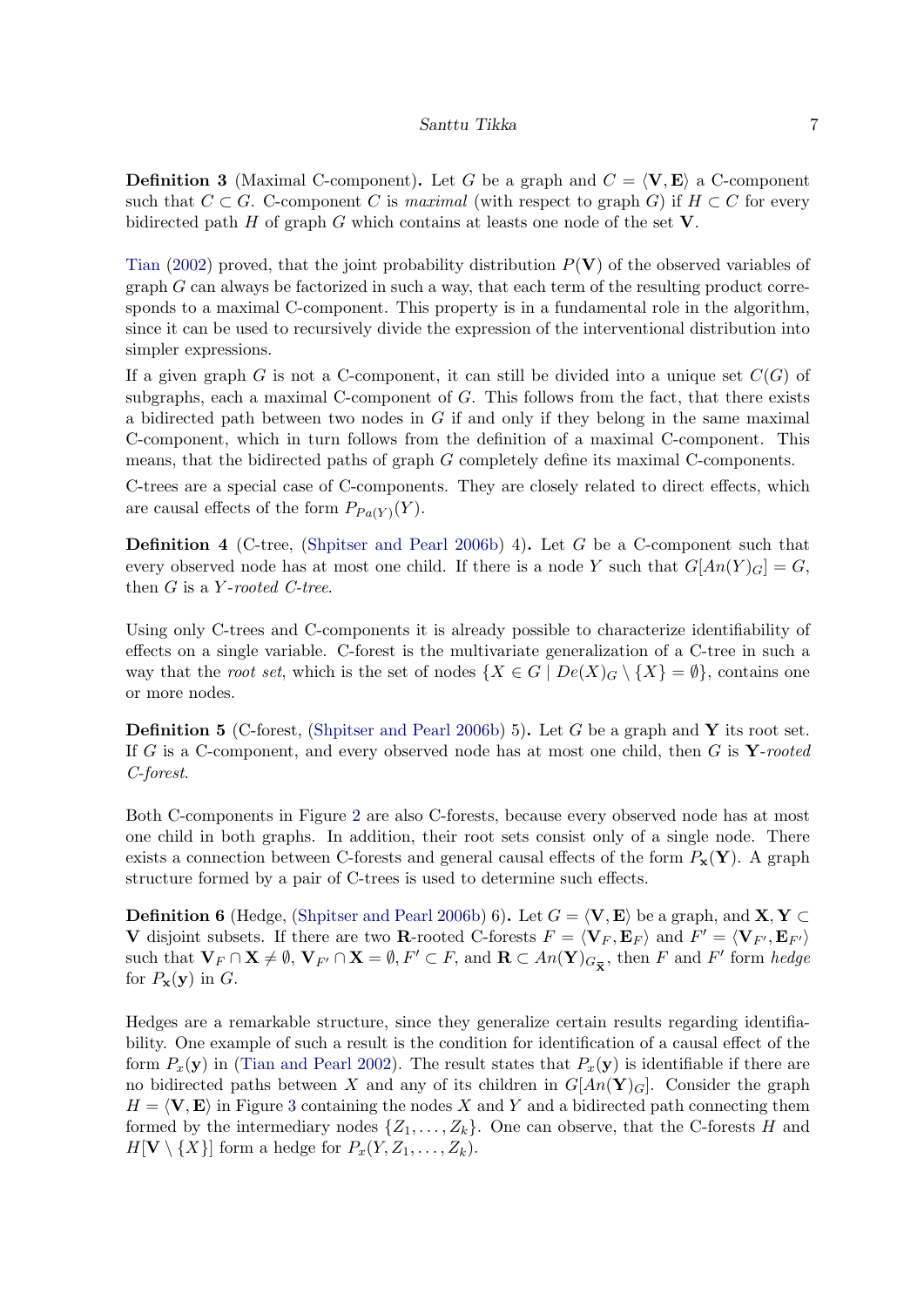**Definition 3** (Maximal C-component)**.** Let $G$ be a graph and $C = \langle \mathbf{V}, \mathbf{E} \rangle$ a C-component such that $C \subset G$. C-component $C$ is *maximal* (with respect to graph $G$) if $H \subset C$ for every bidirected path $H$ of graph $G$ which contains at leasts one node of the set $\mathbf{V}$.

Tian (2002) proved, that the joint probability distribution $P(\mathbf{V})$ of the observed variables of graph $G$ can always be factorized in such a way, that each term of the resulting product corresponds to a maximal C-component. This property is in a fundamental role in the algorithm, since it can be used to recursively divide the expression of the interventional distribution into simpler expressions.

If a given graph $G$ is not a C-component, it can still be divided into a unique set $C(G)$ of subgraphs, each a maximal C-component of $G$. This follows from the fact, that there exists a bidirected path between two nodes in $G$ if and only if they belong in the same maximal C-component, which in turn follows from the definition of a maximal C-component. This means, that the bidirected paths of graph $G$ completely define its maximal C-components.

C-trees are a special case of C-components. They are closely related to direct effects, which are causal effects of the form $P_{Pa(Y)}(Y)$.

**Definition 4** (C-tree, (Shpitser and Pearl 2006b) 4)**.** Let $G$ be a C-component such that every observed node has at most one child. If there is a node $Y$ such that $G[An(Y)_G] = G$, then $G$ is a $Y$*-rooted C-tree*.

Using only C-trees and C-components it is already possible to characterize identifiability of effects on a single variable. C-forest is the multivariate generalization of a C-tree in such a way that the *root set*, which is the set of nodes $\{X \in G \mid De(X)_G \setminus \{X\} = \emptyset\}$, contains one or more nodes.

**Definition 5** (C-forest, (Shpitser and Pearl 2006b) 5)**.** Let $G$ be a graph and $\mathbf{Y}$ its root set. If $G$ is a C-component, and every observed node has at most one child, then $G$ is $\mathbf{Y}$*-rooted C-forest*.

Both C-components in Figure 2 are also C-forests, because every observed node has at most one child in both graphs. In addition, their root sets consist only of a single node. There exists a connection between C-forests and general causal effects of the form $P_{\mathbf{x}}(\mathbf{Y})$. A graph structure formed by a pair of C-trees is used to determine such effects.

**Definition 6** (Hedge, (Shpitser and Pearl 2006b) 6)**.** Let $G = \langle \mathbf{V}, \mathbf{E} \rangle$ be a graph, and $\mathbf{X}, \mathbf{Y} \subset \mathbf{V}$ disjoint subsets. If there are two $\mathbf{R}$-rooted C-forests $F = \langle \mathbf{V}_F, \mathbf{E}_F \rangle$ and $F' = \langle \mathbf{V}_{F'}, \mathbf{E}_{F'} \rangle$ such that $\mathbf{V}_F \cap \mathbf{X} \neq \emptyset$, $\mathbf{V}_{F'} \cap \mathbf{X} = \emptyset$, $F' \subset F$, and $\mathbf{R} \subset An(\mathbf{Y})_{G_{\overline{\mathbf{X}}}}$, then $F$ and $F'$ form *hedge* for $P_{\mathbf{x}}(\mathbf{y})$ in $G$.

Hedges are a remarkable structure, since they generalize certain results regarding identifiability. One example of such a result is the condition for identification of a causal effect of the form $P_x(\mathbf{y})$ in (Tian and Pearl 2002). The result states that $P_x(\mathbf{y})$ is identifiable if there are no bidirected paths between $X$ and any of its children in $G[An(\mathbf{Y})_G]$. Consider the graph $H = \langle \mathbf{V}, \mathbf{E} \rangle$ in Figure 3 containing the nodes $X$ and $Y$ and a bidirected path connecting them formed by the intermediary nodes $\{Z_1, \ldots, Z_k\}$. One can observe, that the C-forests $H$ and $H[\mathbf{V} \setminus \{X\}]$ form a hedge for $P_x(Y, Z_1, \ldots, Z_k)$.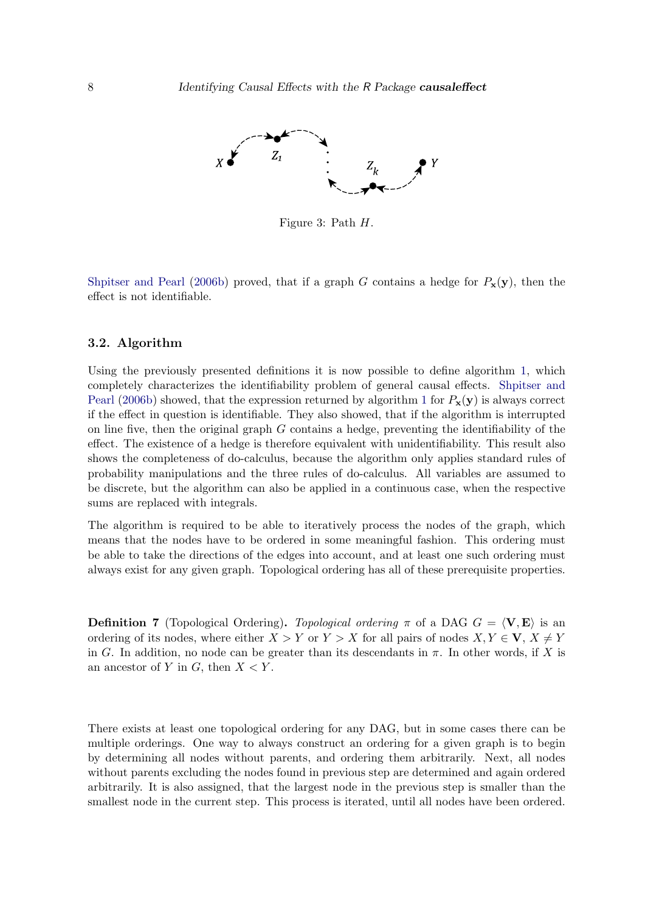X Z1 Zk Y

Figure 3: Path $H$.

Shpitser and Pearl (2006b) proved, that if a graph $G$ contains a hedge for $P_{\mathbf{x}}(\mathbf{y})$, then the effect is not identifiable.

### 3.2. Algorithm

Using the previously presented definitions it is now possible to define algorithm 1, which completely characterizes the identifiability problem of general causal effects. Shpitser and Pearl (2006b) showed, that the expression returned by algorithm 1 for $P_{\mathbf{x}}(\mathbf{y})$ is always correct if the effect in question is identifiable. They also showed, that if the algorithm is interrupted on line five, then the original graph $G$ contains a hedge, preventing the identifiability of the effect. The existence of a hedge is therefore equivalent with unidentifiability. This result also shows the completeness of do-calculus, because the algorithm only applies standard rules of probability manipulations and the three rules of do-calculus. All variables are assumed to be discrete, but the algorithm can also be applied in a continuous case, when the respective sums are replaced with integrals.

The algorithm is required to be able to iteratively process the nodes of the graph, which means that the nodes have to be ordered in some meaningful fashion. This ordering must be able to take the directions of the edges into account, and at least one such ordering must always exist for any given graph. Topological ordering has all of these prerequisite properties.

**Definition 7** (Topological Ordering)**.** *Topological ordering* $\pi$ *of a DAG* $G = \langle \mathbf{V}, \mathbf{E} \rangle$ *is an ordering of its nodes, where either* $X > Y$ *or* $Y > X$ *for all pairs of nodes* $X, Y \in \mathbf{V}$, $X \neq Y$ *in* $G$*. In addition, no node can be greater than its descendants in* $\pi$*. In other words, if* $X$ *is an ancestor of* $Y$ *in* $G$*, then* $X < Y$*.*

There exists at least one topological ordering for any DAG, but in some cases there can be multiple orderings. One way to always construct an ordering for a given graph is to begin by determining all nodes without parents, and ordering them arbitrarily. Next, all nodes without parents excluding the nodes found in previous step are determined and again ordered arbitrarily. It is also assigned, that the largest node in the previous step is smaller than the smallest node in the current step. This process is iterated, until all nodes have been ordered.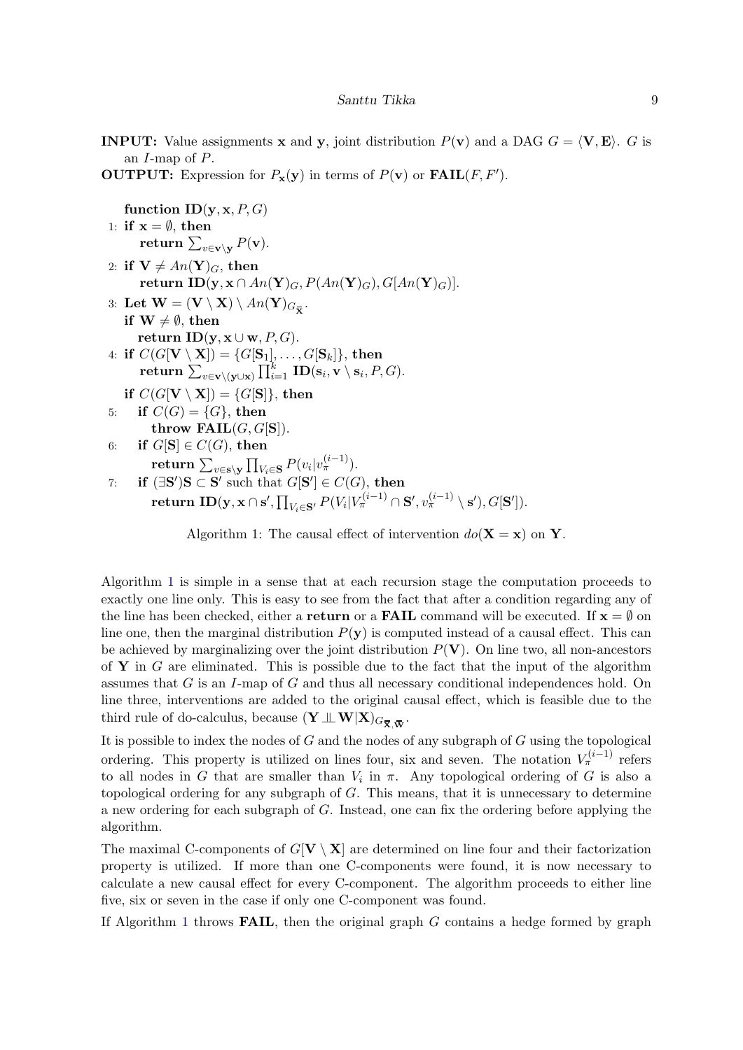**INPUT:** Value assignments $\mathbf{x}$ and $\mathbf{y}$, joint distribution $P(\mathbf{v})$ and a DAG $G = \langle \mathbf{V}, \mathbf{E} \rangle$. $G$ is an $I$-map of $P$.

**OUTPUT:** Expression for $P_{\mathbf{x}}(\mathbf{y})$ in terms of $P(\mathbf{v})$ or $\mathbf{FAIL}(F, F')$.

**function** $\mathbf{ID}(\mathbf{y}, \mathbf{x}, P, G)$

1: **if** $\mathbf{x} = \emptyset$, **then**
 **return** $\sum_{v \in \mathbf{v} \setminus \mathbf{y}} P(\mathbf{v})$.

2: **if** $\mathbf{V} \neq An(\mathbf{Y})_G$, **then**
 **return** $\mathbf{ID}(\mathbf{y}, \mathbf{x} \cap An(\mathbf{Y})_G, P(An(\mathbf{Y})_G), G[An(\mathbf{Y})_G])$.

3: **Let** $\mathbf{W} = (\mathbf{V} \setminus \mathbf{X}) \setminus An(\mathbf{Y})_{G_{\overline{\mathbf{X}}}}$.
 **if** $\mathbf{W} \neq \emptyset$, **then**
 **return** $\mathbf{ID}(\mathbf{y}, \mathbf{x} \cup \mathbf{w}, P, G)$.

4: **if** $C(G[\mathbf{V} \setminus \mathbf{X}]) = \{G[\mathbf{S}_1], \ldots, G[\mathbf{S}_k]\}$, **then**
 **return** $\sum_{v \in \mathbf{v} \setminus (\mathbf{y} \cup \mathbf{x})} \prod_{i=1}^{k} \mathbf{ID}(\mathbf{s}_i, \mathbf{v} \setminus \mathbf{s}_i, P, G)$.

 **if** $C(G[\mathbf{V} \setminus \mathbf{X}]) = \{G[\mathbf{S}]\}$, **then**

5: **if** $C(G) = \{G\}$, **then**
 **throw** $\mathbf{FAIL}(G, G[\mathbf{S}])$.

6: **if** $G[\mathbf{S}] \in C(G)$, **then**
 **return** $\sum_{v \in \mathbf{s} \setminus \mathbf{y}} \prod_{V_i \in \mathbf{S}} P(v_i | v_\pi^{(i-1)})$.

7: **if** $(\exists \mathbf{S}')\mathbf{S} \subset \mathbf{S}'$ such that $G[\mathbf{S}'] \in C(G)$, **then**
 **return** $\mathbf{ID}(\mathbf{y}, \mathbf{x} \cap \mathbf{s}', \prod_{V_i \in \mathbf{S}'} P(V_i | V_\pi^{(i-1)} \cap \mathbf{S}', v_\pi^{(i-1)} \setminus \mathbf{s}'), G[\mathbf{S}'])$.

Algorithm 1: The causal effect of intervention $do(\mathbf{X} = \mathbf{x})$ on $\mathbf{Y}$.

Algorithm 1 is simple in a sense that at each recursion stage the computation proceeds to exactly one line only. This is easy to see from the fact that after a condition regarding any of the line has been checked, either a **return** or a **FAIL** command will be executed. If $\mathbf{x} = \emptyset$ on line one, then the marginal distribution $P(\mathbf{y})$ is computed instead of a causal effect. This can be achieved by marginalizing over the joint distribution $P(\mathbf{V})$. On line two, all non-ancestors of $\mathbf{Y}$ in $G$ are eliminated. This is possible due to the fact that the input of the algorithm assumes that $G$ is an $I$-map of $G$ and thus all necessary conditional independences hold. On line three, interventions are added to the original causal effect, which is feasible due to the third rule of do-calculus, because $(\mathbf{Y} \perp\!\!\!\perp \mathbf{W} | \mathbf{X})_{G_{\overline{\mathbf{X}}, \overline{\mathbf{W}}}}$.

It is possible to index the nodes of $G$ and the nodes of any subgraph of $G$ using the topological ordering. This property is utilized on lines four, six and seven. The notation $V_\pi^{(i-1)}$ refers to all nodes in $G$ that are smaller than $V_i$ in $\pi$. Any topological ordering of $G$ is also a topological ordering for any subgraph of $G$. This means, that it is unnecessary to determine a new ordering for each subgraph of $G$. Instead, one can fix the ordering before applying the algorithm.

The maximal C-components of $G[\mathbf{V} \setminus \mathbf{X}]$ are determined on line four and their factorization property is utilized. If more than one C-components were found, it is now necessary to calculate a new causal effect for every C-component. The algorithm proceeds to either line five, six or seven in the case if only one C-component was found.

If Algorithm 1 throws **FAIL**, then the original graph $G$ contains a hedge formed by graph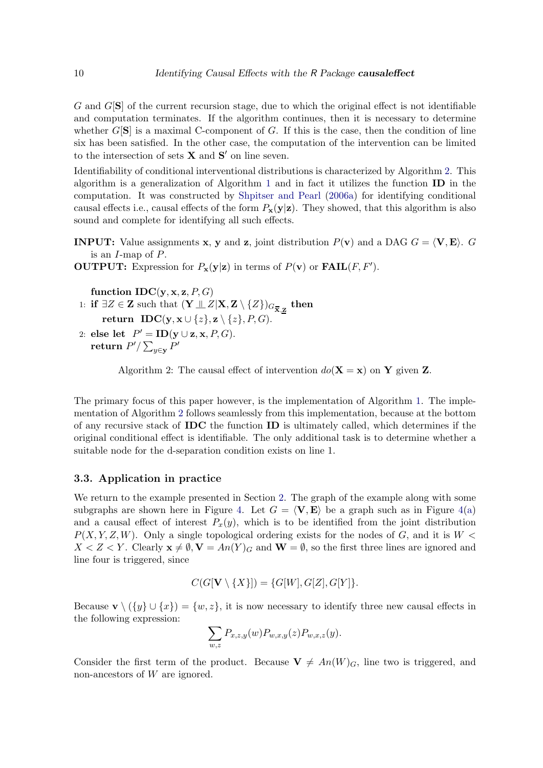$G$ and $G[\mathbf{S}]$ of the current recursion stage, due to which the original effect is not identifiable and computation terminates. If the algorithm continues, then it is necessary to determine whether $G[\mathbf{S}]$ is a maximal C-component of $G$. If this is the case, then the condition of line six has been satisfied. In the other case, the computation of the intervention can be limited to the intersection of sets $\mathbf{X}$ and $\mathbf{S}'$ on line seven.

Identifiability of conditional interventional distributions is characterized by Algorithm 2. This algorithm is a generalization of Algorithm 1 and in fact it utilizes the function **ID** in the computation. It was constructed by Shpitser and Pearl (2006a) for identifying conditional causal effects i.e., causal effects of the form $P_{\mathbf{x}}(\mathbf{y}|\mathbf{z})$. They showed, that this algorithm is also sound and complete for identifying all such effects.

**INPUT:** Value assignments $\mathbf{x}$, $\mathbf{y}$ and $\mathbf{z}$, joint distribution $P(\mathbf{v})$ and a DAG $G = \langle \mathbf{V}, \mathbf{E} \rangle$. $G$ is an $I$-map of $P$.

**OUTPUT:** Expression for $P_{\mathbf{x}}(\mathbf{y}|\mathbf{z})$ in terms of $P(\mathbf{v})$ or **FAIL**$(F, F')$.

**function IDC**$(\mathbf{y}, \mathbf{x}, \mathbf{z}, P, G)$

1: **if** $\exists Z \in \mathbf{Z}$ such that $(\mathbf{Y} \perp\!\!\!\perp Z | \mathbf{X}, \mathbf{Z} \setminus \{Z\})_{G_{\overline{\mathbf{X}},\underline{Z}}}$ **then**
  **return IDC**$(\mathbf{y}, \mathbf{x} \cup \{z\}, \mathbf{z} \setminus \{z\}, P, G)$.

2: **else let** $P' = \mathbf{ID}(\mathbf{y} \cup \mathbf{z}, \mathbf{x}, P, G)$.
  **return** $P' / \sum_{y \in \mathbf{y}} P'$

Algorithm 2: The causal effect of intervention $do(\mathbf{X} = \mathbf{x})$ on $\mathbf{Y}$ given $\mathbf{Z}$.

The primary focus of this paper however, is the implementation of Algorithm 1. The implementation of Algorithm 2 follows seamlessly from this implementation, because at the bottom of any recursive stack of **IDC** the function **ID** is ultimately called, which determines if the original conditional effect is identifiable. The only additional task is to determine whether a suitable node for the d-separation condition exists on line 1.

### 3.3. Application in practice

We return to the example presented in Section 2. The graph of the example along with some subgraphs are shown here in Figure 4. Let $G = \langle \mathbf{V}, \mathbf{E} \rangle$ be a graph such as in Figure 4(a) and a causal effect of interest $P_x(y)$, which is to be identified from the joint distribution $P(X, Y, Z, W)$. Only a single topological ordering exists for the nodes of $G$, and it is $W < X < Z < Y$. Clearly $\mathbf{x} \neq \emptyset, \mathbf{V} = An(Y)_G$ and $\mathbf{W} = \emptyset$, so the first three lines are ignored and line four is triggered, since

$$C(G[\mathbf{V} \setminus \{X\}]) = \{G[W], G[Z], G[Y]\}.$$

Because $\mathbf{v} \setminus (\{y\} \cup \{x\}) = \{w, z\}$, it is now necessary to identify three new causal effects in the following expression:

$$\sum_{w,z} P_{x,z,y}(w) P_{w,x,y}(z) P_{w,x,z}(y).$$

Consider the first term of the product. Because $\mathbf{V} \neq An(W)_G$, line two is triggered, and non-ancestors of $W$ are ignored.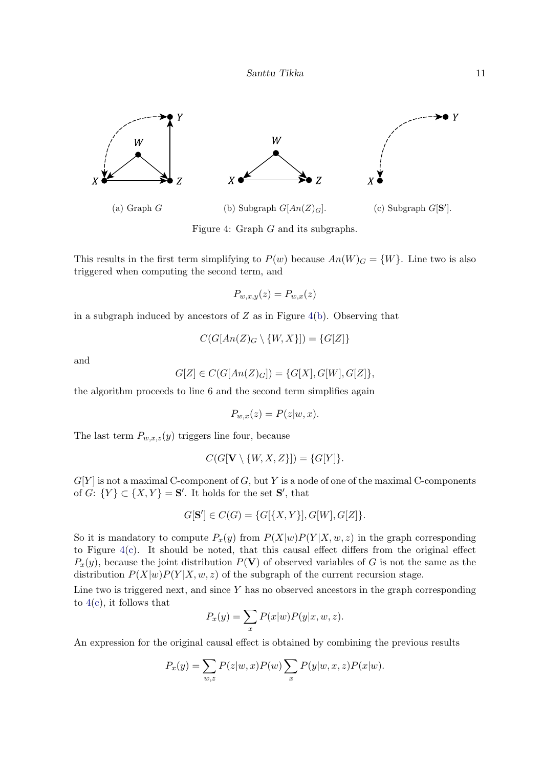Y

W

X Z

(a) Graph $G$

W

X Z

(b) Subgraph $G[An(Z)_G]$.

Y

X

(c) Subgraph $G[\mathbf{S}']$.

Figure 4: Graph $G$ and its subgraphs.

This results in the first term simplifying to $P(w)$ because $An(W)_G = \{W\}$. Line two is also triggered when computing the second term, and

$$P_{w,x,y}(z) = P_{w,x}(z)$$

in a subgraph induced by ancestors of $Z$ as in Figure 4(b). Observing that

$$C(G[An(Z)_G \setminus \{W, X\}]) = \{G[Z]\}$$

and

$$G[Z] \in C(G[An(Z)_G]) = \{G[X], G[W], G[Z]\},$$

the algorithm proceeds to line 6 and the second term simplifies again

$$P_{w,x}(z) = P(z|w, x).$$

The last term $P_{w,x,z}(y)$ triggers line four, because

$$C(G[\mathbf{V} \setminus \{W, X, Z\}]) = \{G[Y]\}.$$

$G[Y]$ is not a maximal C-component of $G$, but $Y$ is a node of one of the maximal C-components of $G$: $\{Y\} \subset \{X, Y\} = \mathbf{S}'$. It holds for the set $\mathbf{S}'$, that

$$G[\mathbf{S}'] \in C(G) = \{G[\{X, Y\}], G[W], G[Z]\}.$$

So it is mandatory to compute $P_x(y)$ from $P(X|w)P(Y|X, w, z)$ in the graph corresponding to Figure 4(c). It should be noted, that this causal effect differs from the original effect $P_x(y)$, because the joint distribution $P(\mathbf{V})$ of observed variables of $G$ is not the same as the distribution $P(X|w)P(Y|X, w, z)$ of the subgraph of the current recursion stage.

Line two is triggered next, and since $Y$ has no observed ancestors in the graph corresponding to 4(c), it follows that

$$P_x(y) = \sum_x P(x|w)P(y|x, w, z).$$

An expression for the original causal effect is obtained by combining the previous results

$$P_x(y) = \sum_{w,z} P(z|w, x)P(w) \sum_x P(y|w, x, z)P(x|w).$$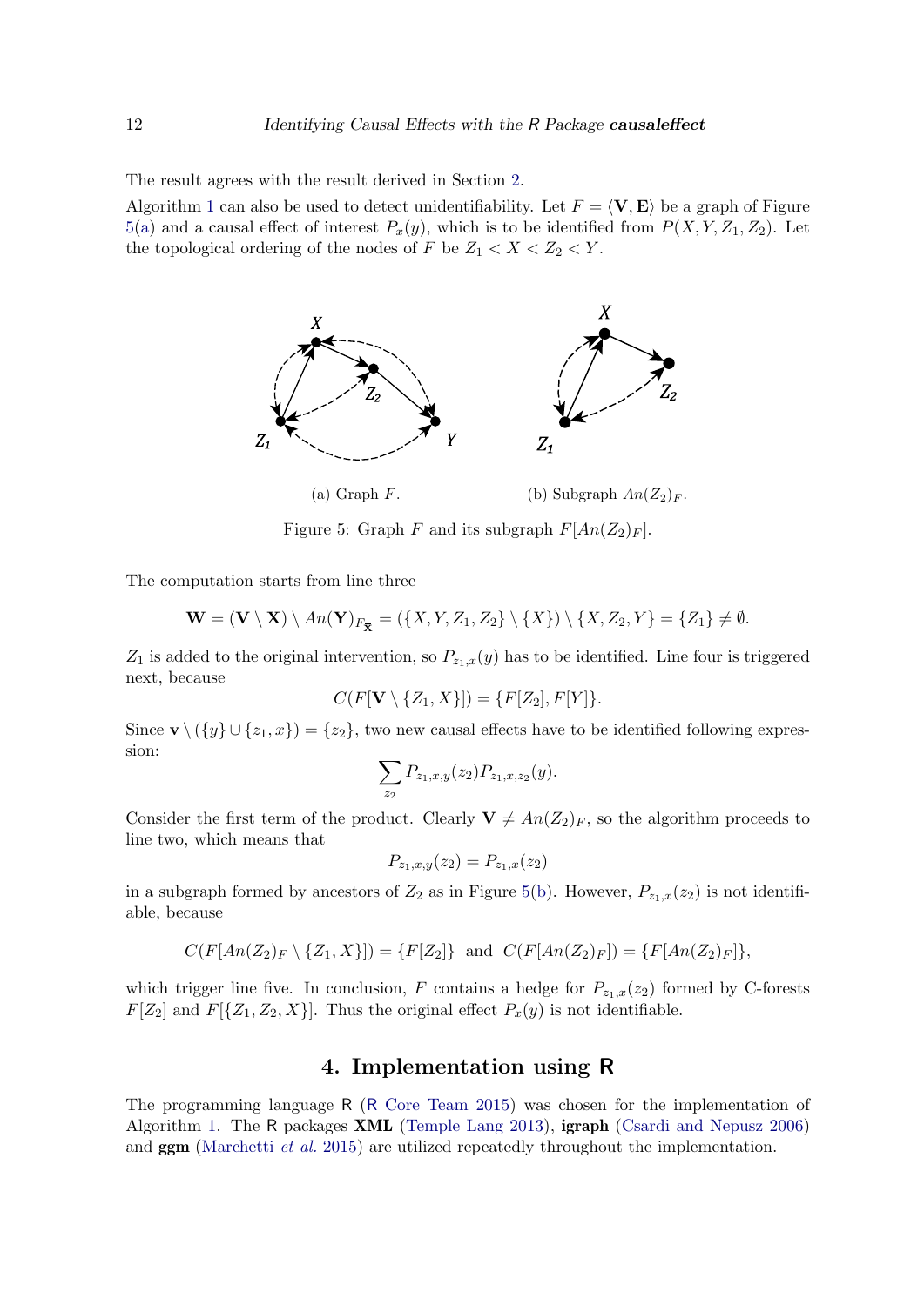The result agrees with the result derived in Section 2.

Algorithm 1 can also be used to detect unidentifiability. Let $F = \langle \mathbf{V}, \mathbf{E} \rangle$ be a graph of Figure 5(a) and a causal effect of interest $P_x(y)$, which is to be identified from $P(X, Y, Z_1, Z_2)$. Let the topological ordering of the nodes of $F$ be $Z_1 < X < Z_2 < Y$.

X

Z2

Z1

Y

(a) Graph $F$.

X

Z2

Z1

(b) Subgraph $An(Z_2)_F$.

Figure 5: Graph $F$ and its subgraph $F[An(Z_2)_F]$.

The computation starts from line three

$$\mathbf{W} = (\mathbf{V} \setminus \mathbf{X}) \setminus An(\mathbf{Y})_{F_{\overline{\mathbf{X}}}} = (\{X, Y, Z_1, Z_2\} \setminus \{X\}) \setminus \{X, Z_2, Y\} = \{Z_1\} \neq \emptyset.$$

$Z_1$ is added to the original intervention, so $P_{z_1,x}(y)$ has to be identified. Line four is triggered next, because

$$C(F[\mathbf{V} \setminus \{Z_1, X\}]) = \{F[Z_2], F[Y]\}.$$

Since $\mathbf{v} \setminus (\{y\} \cup \{z_1, x\}) = \{z_2\}$, two new causal effects have to be identified following expression:

$$\sum_{z_2} P_{z_1,x,y}(z_2) P_{z_1,x,z_2}(y).$$

Consider the first term of the product. Clearly $\mathbf{V} \neq An(Z_2)_F$, so the algorithm proceeds to line two, which means that

$$P_{z_1,x,y}(z_2) = P_{z_1,x}(z_2)$$

in a subgraph formed by ancestors of $Z_2$ as in Figure 5(b). However, $P_{z_1,x}(z_2)$ is not identifiable, because

$$C(F[An(Z_2)_F \setminus \{Z_1, X\}]) = \{F[Z_2]\} \text{ and } C(F[An(Z_2)_F]) = \{F[An(Z_2)_F]\},$$

which trigger line five. In conclusion, $F$ contains a hedge for $P_{z_1,x}(z_2)$ formed by C-forests $F[Z_2]$ and $F[\{Z_1, Z_2, X\}]$. Thus the original effect $P_x(y)$ is not identifiable.

## 4. Implementation using R

The programming language R (R Core Team 2015) was chosen for the implementation of Algorithm 1. The R packages **XML** (Temple Lang 2013), **igraph** (Csardi and Nepusz 2006) and **ggm** (Marchetti *et al.* 2015) are utilized repeatedly throughout the implementation.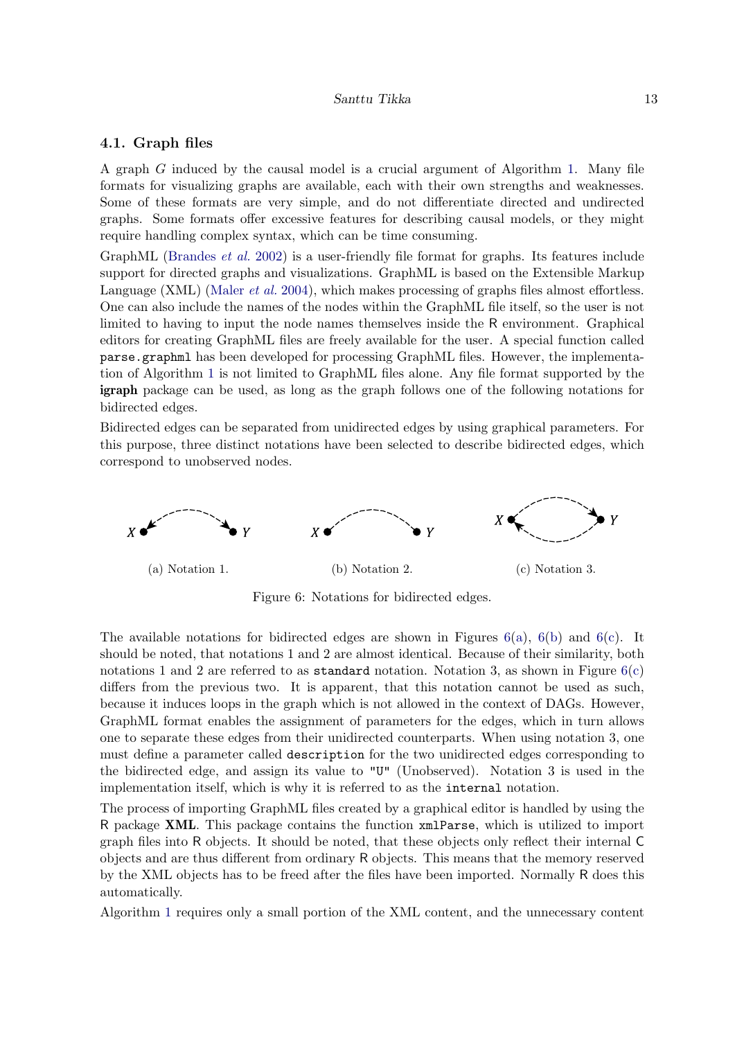### 4.1. Graph files

A graph $G$ induced by the causal model is a crucial argument of Algorithm 1. Many file formats for visualizing graphs are available, each with their own strengths and weaknesses. Some of these formats are very simple, and do not differentiate directed and undirected graphs. Some formats offer excessive features for describing causal models, or they might require handling complex syntax, which can be time consuming.

GraphML (Brandes *et al.* 2002) is a user-friendly file format for graphs. Its features include support for directed graphs and visualizations. GraphML is based on the Extensible Markup Language (XML) (Maler *et al.* 2004), which makes processing of graphs files almost effortless. One can also include the names of the nodes within the GraphML file itself, so the user is not limited to having to input the node names themselves inside the R environment. Graphical editors for creating GraphML files are freely available for the user. A special function called `parse.graphml` has been developed for processing GraphML files. However, the implementation of Algorithm 1 is not limited to GraphML files alone. Any file format supported by the **igraph** package can be used, as long as the graph follows one of the following notations for bidirected edges.

Bidirected edges can be separated from unidirected edges by using graphical parameters. For this purpose, three distinct notations have been selected to describe bidirected edges, which correspond to unobserved nodes.

X Y

(a) Notation 1.

X Y

(b) Notation 2.

X Y

(c) Notation 3.

Figure 6: Notations for bidirected edges.

The available notations for bidirected edges are shown in Figures 6(a), 6(b) and 6(c). It should be noted, that notations 1 and 2 are almost identical. Because of their similarity, both notations 1 and 2 are referred to as `standard` notation. Notation 3, as shown in Figure 6(c) differs from the previous two. It is apparent, that this notation cannot be used as such, because it induces loops in the graph which is not allowed in the context of DAGs. However, GraphML format enables the assignment of parameters for the edges, which in turn allows one to separate these edges from their unidirected counterparts. When using notation 3, one must define a parameter called `description` for the two unidirected edges corresponding to the bidirected edge, and assign its value to `"U"` (Unobserved). Notation 3 is used in the implementation itself, which is why it is referred to as the `internal` notation.

The process of importing GraphML files created by a graphical editor is handled by using the R package **XML**. This package contains the function `xmlParse`, which is utilized to import graph files into R objects. It should be noted, that these objects only reflect their internal C objects and are thus different from ordinary R objects. This means that the memory reserved by the XML objects has to be freed after the files have been imported. Normally R does this automatically.

Algorithm 1 requires only a small portion of the XML content, and the unnecessary content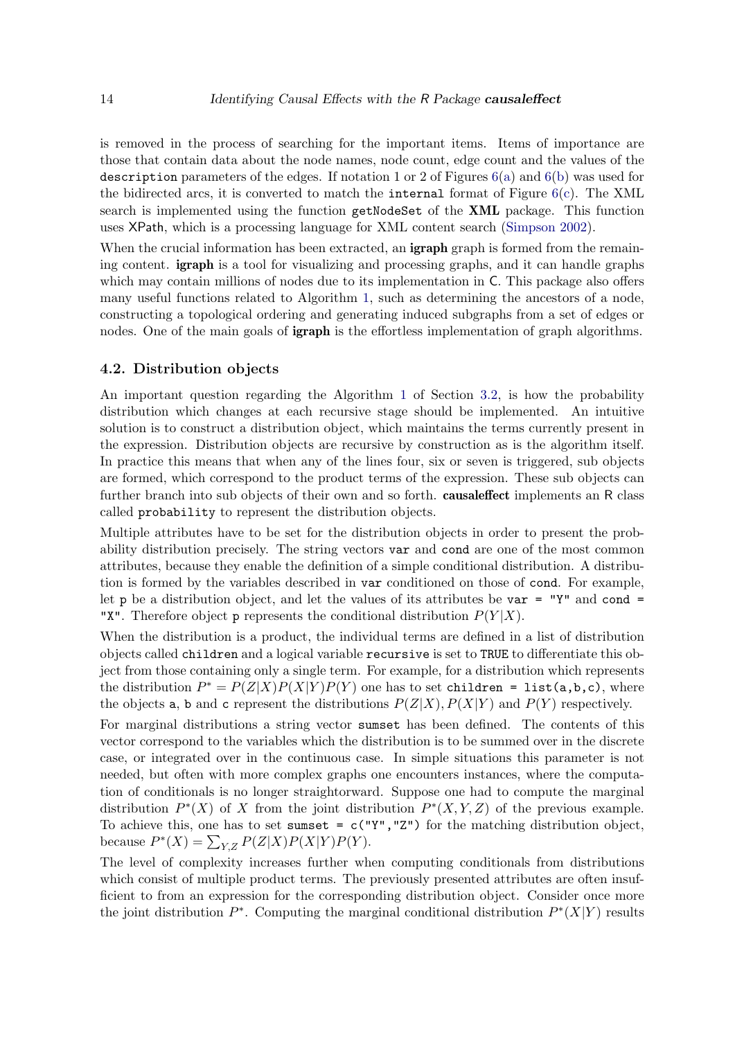is removed in the process of searching for the important items. Items of importance are those that contain data about the node names, node count, edge count and the values of the `description` parameters of the edges. If notation 1 or 2 of Figures 6(a) and 6(b) was used for the bidirected arcs, it is converted to match the `internal` format of Figure 6(c). The XML search is implemented using the function `getNodeSet` of the **XML** package. This function uses XPath, which is a processing language for XML content search (Simpson 2002).

When the crucial information has been extracted, an **igraph** graph is formed from the remaining content. **igraph** is a tool for visualizing and processing graphs, and it can handle graphs which may contain millions of nodes due to its implementation in C. This package also offers many useful functions related to Algorithm 1, such as determining the ancestors of a node, constructing a topological ordering and generating induced subgraphs from a set of edges or nodes. One of the main goals of **igraph** is the effortless implementation of graph algorithms.

### 4.2. Distribution objects

An important question regarding the Algorithm 1 of Section 3.2, is how the probability distribution which changes at each recursive stage should be implemented. An intuitive solution is to construct a distribution object, which maintains the terms currently present in the expression. Distribution objects are recursive by construction as is the algorithm itself. In practice this means that when any of the lines four, six or seven is triggered, sub objects are formed, which correspond to the product terms of the expression. These sub objects can further branch into sub objects of their own and so forth. **causaleffect** implements an R class called `probability` to represent the distribution objects.

Multiple attributes have to be set for the distribution objects in order to present the probability distribution precisely. The string vectors `var` and `cond` are one of the most common attributes, because they enable the definition of a simple conditional distribution. A distribution is formed by the variables described in `var` conditioned on those of `cond`. For example, let `p` be a distribution object, and let the values of its attributes be `var = "Y"` and `cond = "X"`. Therefore object `p` represents the conditional distribution $P(Y|X)$.

When the distribution is a product, the individual terms are defined in a list of distribution objects called `children` and a logical variable `recursive` is set to `TRUE` to differentiate this object from those containing only a single term. For example, for a distribution which represents the distribution $P^* = P(Z|X)P(X|Y)P(Y)$ one has to set `children = list(a,b,c)`, where the objects `a`, `b` and `c` represent the distributions $P(Z|X), P(X|Y)$ and $P(Y)$ respectively.

For marginal distributions a string vector `sumset` has been defined. The contents of this vector correspond to the variables which the distribution is to be summed over in the discrete case, or integrated over in the continuous case. In simple situations this parameter is not needed, but often with more complex graphs one encounters instances, where the computation of conditionals is no longer straightforward. Suppose one had to compute the marginal distribution $P^*(X)$ of $X$ from the joint distribution $P^*(X,Y,Z)$ of the previous example. To achieve this, one has to set `sumset = c("Y","Z")` for the matching distribution object, because $P^*(X) = \sum_{Y,Z} P(Z|X)P(X|Y)P(Y)$.

The level of complexity increases further when computing conditionals from distributions which consist of multiple product terms. The previously presented attributes are often insufficient to from an expression for the corresponding distribution object. Consider once more the joint distribution $P^*$. Computing the marginal conditional distribution $P^*(X|Y)$ results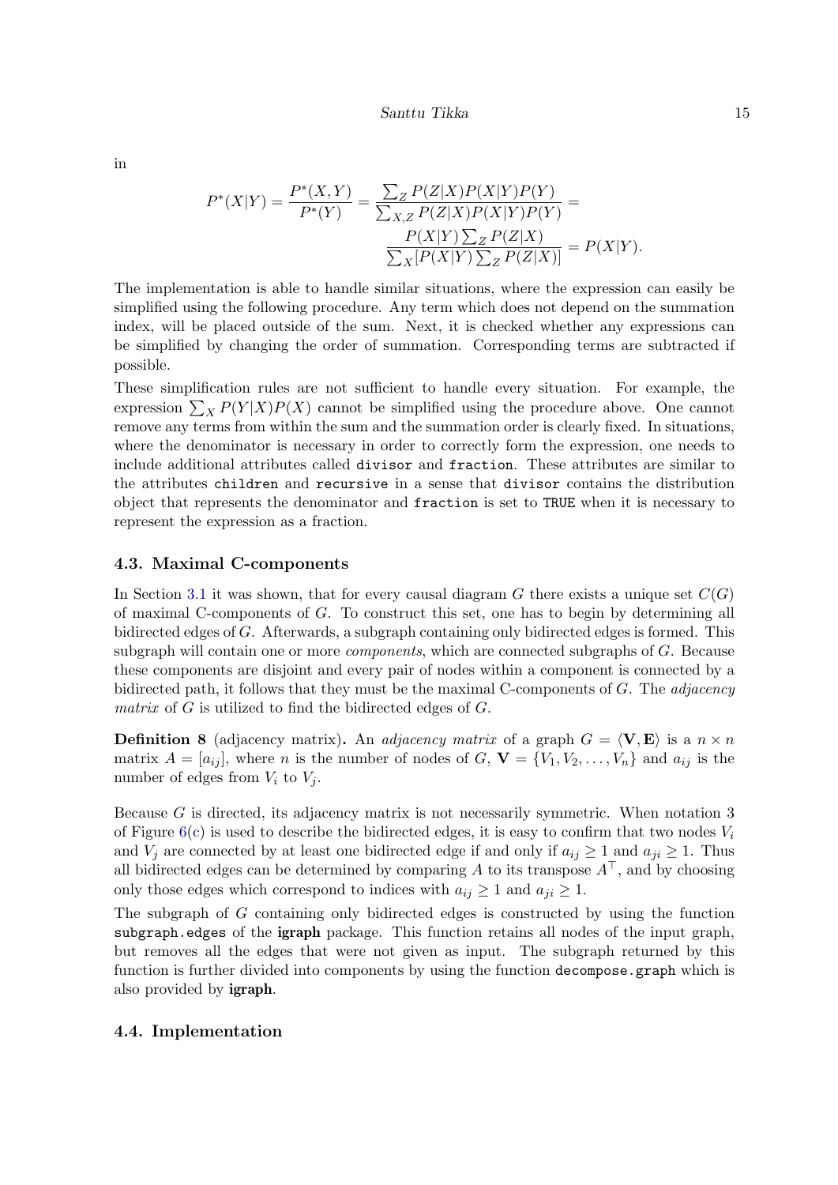in

$$P^*(X|Y) = \frac{P^*(X,Y)}{P^*(Y)} = \frac{\sum_Z P(Z|X)P(X|Y)P(Y)}{\sum_{X,Z} P(Z|X)P(X|Y)P(Y)} = \frac{P(X|Y)\sum_Z P(Z|X)}{\sum_X [P(X|Y)\sum_Z P(Z|X)]} = P(X|Y).$$

The implementation is able to handle similar situations, where the expression can easily be simplified using the following procedure. Any term which does not depend on the summation index, will be placed outside of the sum. Next, it is checked whether any expressions can be simplified by changing the order of summation. Corresponding terms are subtracted if possible.

These simplification rules are not sufficient to handle every situation. For example, the expression $\sum_X P(Y|X)P(X)$ cannot be simplified using the procedure above. One cannot remove any terms from within the sum and the summation order is clearly fixed. In situations, where the denominator is necessary in order to correctly form the expression, one needs to include additional attributes called `divisor` and `fraction`. These attributes are similar to the attributes `children` and `recursive` in a sense that `divisor` contains the distribution object that represents the denominator and `fraction` is set to `TRUE` when it is necessary to represent the expression as a fraction.

### 4.3. Maximal C-components

In Section 3.1 it was shown, that for every causal diagram $G$ there exists a unique set $C(G)$ of maximal C-components of $G$. To construct this set, one has to begin by determining all bidirected edges of $G$. Afterwards, a subgraph containing only bidirected edges is formed. This subgraph will contain one or more *components*, which are connected subgraphs of $G$. Because these components are disjoint and every pair of nodes within a component is connected by a bidirected path, it follows that they must be the maximal C-components of $G$. The *adjacency matrix* of $G$ is utilized to find the bidirected edges of $G$.

**Definition 8** (adjacency matrix)**.** An *adjacency matrix* of a graph $G = \langle \mathbf{V}, \mathbf{E} \rangle$ is a $n \times n$ matrix $A = [a_{ij}]$, where $n$ is the number of nodes of $G$, $\mathbf{V} = \{V_1, V_2, \ldots, V_n\}$ and $a_{ij}$ is the number of edges from $V_i$ to $V_j$.

Because $G$ is directed, its adjacency matrix is not necessarily symmetric. When notation 3 of Figure 6(c) is used to describe the bidirected edges, it is easy to confirm that two nodes $V_i$ and $V_j$ are connected by at least one bidirected edge if and only if $a_{ij} \geq 1$ and $a_{ji} \geq 1$. Thus all bidirected edges can be determined by comparing $A$ to its transpose $A^\top$, and by choosing only those edges which correspond to indices with $a_{ij} \geq 1$ and $a_{ji} \geq 1$.

The subgraph of $G$ containing only bidirected edges is constructed by using the function `subgraph.edges` of the **igraph** package. This function retains all nodes of the input graph, but removes all the edges that were not given as input. The subgraph returned by this function is further divided into components by using the function `decompose.graph` which is also provided by **igraph**.

### 4.4. Implementation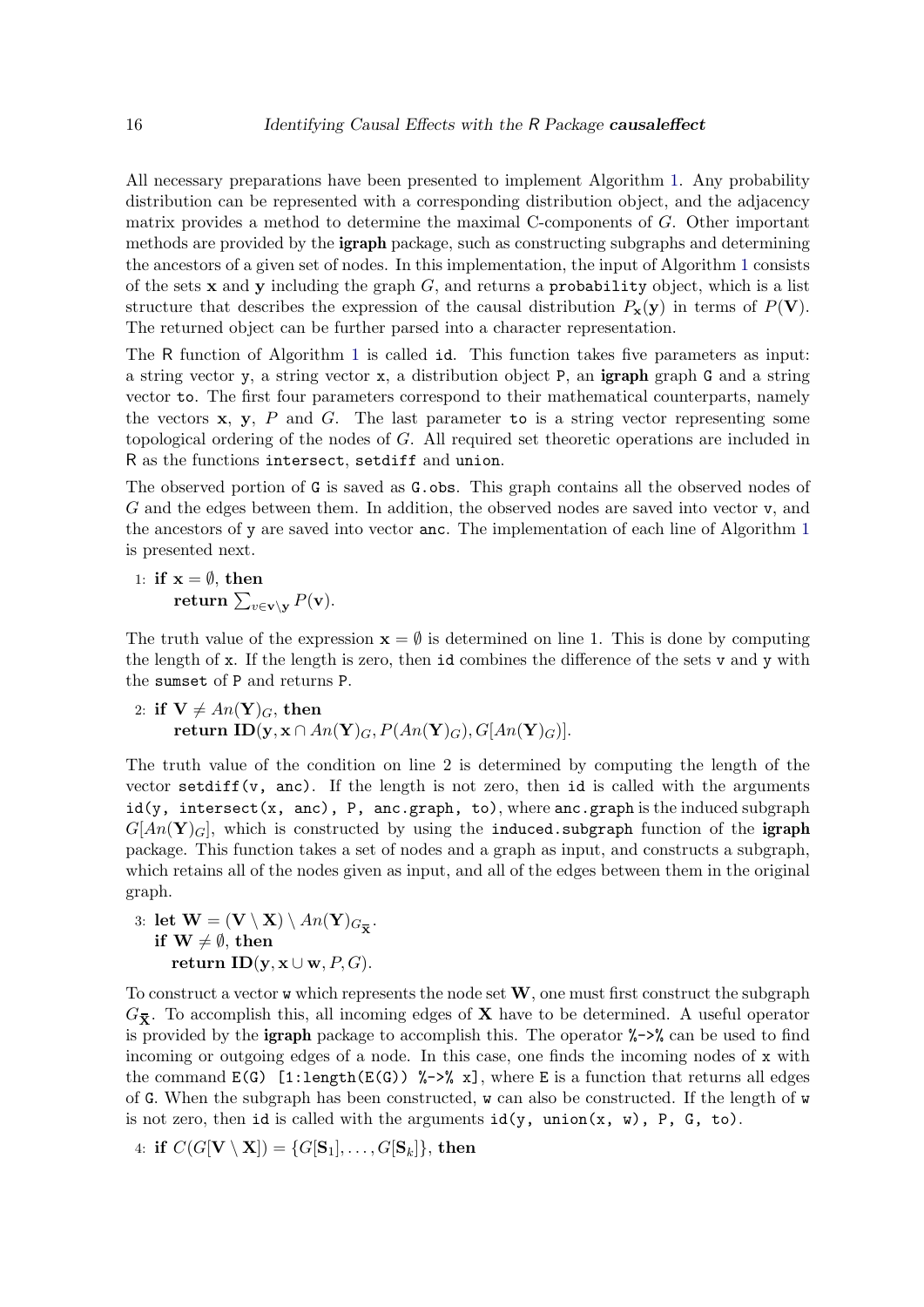All necessary preparations have been presented to implement Algorithm 1. Any probability distribution can be represented with a corresponding distribution object, and the adjacency matrix provides a method to determine the maximal C-components of $G$. Other important methods are provided by the **igraph** package, such as constructing subgraphs and determining the ancestors of a given set of nodes. In this implementation, the input of Algorithm 1 consists of the sets $\mathbf{x}$ and $\mathbf{y}$ including the graph $G$, and returns a `probability` object, which is a list structure that describes the expression of the causal distribution $P_{\mathbf{x}}(\mathbf{y})$ in terms of $P(\mathbf{V})$. The returned object can be further parsed into a character representation.

The R function of Algorithm 1 is called `id`. This function takes five parameters as input: a string vector `y`, a string vector `x`, a distribution object `P`, an **igraph** graph `G` and a string vector `to`. The first four parameters correspond to their mathematical counterparts, namely the vectors $\mathbf{x}$, $\mathbf{y}$, $P$ and $G$. The last parameter `to` is a string vector representing some topological ordering of the nodes of $G$. All required set theoretic operations are included in R as the functions `intersect`, `setdiff` and `union`.

The observed portion of `G` is saved as `G.obs`. This graph contains all the observed nodes of $G$ and the edges between them. In addition, the observed nodes are saved into vector `v`, and the ancestors of `y` are saved into vector `anc`. The implementation of each line of Algorithm 1 is presented next.

1: **if** $\mathbf{x} = \emptyset$, **then**
  **return** $\sum_{v \in \mathbf{v} \setminus \mathbf{y}} P(\mathbf{v})$.

The truth value of the expression $\mathbf{x} = \emptyset$ is determined on line 1. This is done by computing the length of `x`. If the length is zero, then `id` combines the difference of the sets `v` and `y` with the `sumset` of `P` and returns `P`.

2: **if** $\mathbf{V} \neq An(\mathbf{Y})_G$, **then**
  **return ID**$(\mathbf{y}, \mathbf{x} \cap An(\mathbf{Y})_G, P(An(\mathbf{Y})_G), G[An(\mathbf{Y})_G])$.

The truth value of the condition on line 2 is determined by computing the length of the vector `setdiff(v, anc)`. If the length is not zero, then `id` is called with the arguments `id(y, intersect(x, anc), P, anc.graph, to)`, where `anc.graph` is the induced subgraph $G[An(\mathbf{Y})_G]$, which is constructed by using the `induced.subgraph` function of the **igraph** package. This function takes a set of nodes and a graph as input, and constructs a subgraph, which retains all of the nodes given as input, and all of the edges between them in the original graph.

3: **let** $\mathbf{W} = (\mathbf{V} \setminus \mathbf{X}) \setminus An(\mathbf{Y})_{G_{\overline{\mathbf{X}}}}$.
  **if** $\mathbf{W} \neq \emptyset$, **then**
    **return ID**$(\mathbf{y}, \mathbf{x} \cup \mathbf{w}, P, G)$.

To construct a vector `w` which represents the node set $\mathbf{W}$, one must first construct the subgraph $G_{\overline{\mathbf{X}}}$. To accomplish this, all incoming edges of $\mathbf{X}$ have to be determined. A useful operator is provided by the **igraph** package to accomplish this. The operator `%->%` can be used to find incoming or outgoing edges of a node. In this case, one finds the incoming nodes of `x` with the command `E(G) [1:length(E(G)) %->% x]`, where `E` is a function that returns all edges of `G`. When the subgraph has been constructed, `w` can also be constructed. If the length of `w` is not zero, then `id` is called with the arguments `id(y, union(x, w), P, G, to)`.

4: **if** $C(G[\mathbf{V} \setminus \mathbf{X}]) = \{G[\mathbf{S}_1], \ldots, G[\mathbf{S}_k]\}$, **then**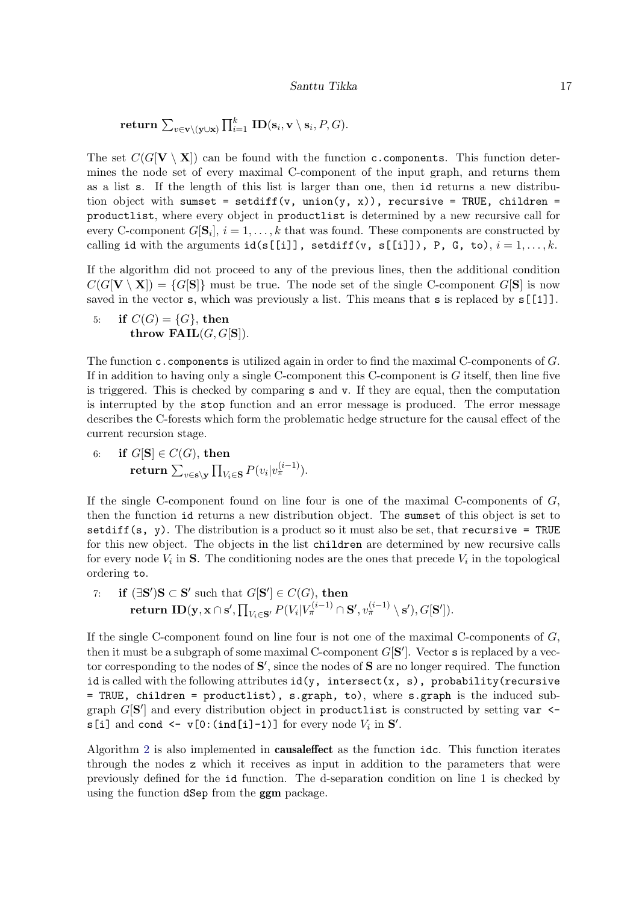**return** $\sum_{v \in \mathbf{v} \setminus (\mathbf{y} \cup \mathbf{x})} \prod_{i=1}^{k} \mathbf{ID}(\mathbf{s}_i, \mathbf{v} \setminus \mathbf{s}_i, P, G)$.

The set $C(G[\mathbf{V} \setminus \mathbf{X}])$ can be found with the function `c.components`. This function determines the node set of every maximal C-component of the input graph, and returns them as a list `s`. If the length of this list is larger than one, then `id` returns a new distribution object with `sumset = setdiff(v, union(y, x)), recursive = TRUE, children = productlist`, where every object in `productlist` is determined by a new recursive call for every C-component $G[\mathbf{S}_i]$, $i = 1, \ldots, k$ that was found. These components are constructed by calling `id` with the arguments `id(s[[i]], setdiff(v, s[[i]]), P, G, to)`, $i = 1, \ldots, k$.

If the algorithm did not proceed to any of the previous lines, then the additional condition $C(G[\mathbf{V} \setminus \mathbf{X}]) = \{G[\mathbf{S}]\}$ must be true. The node set of the single C-component $G[\mathbf{S}]$ is now saved in the vector `s`, which was previously a list. This means that `s` is replaced by `s[[1]]`.

5: **if** $C(G) = \{G\}$, **then**
 **throw FAIL**$(G, G[\mathbf{S}])$.

The function `c.components` is utilized again in order to find the maximal C-components of $G$. If in addition to having only a single C-component this C-component is $G$ itself, then line five is triggered. This is checked by comparing `s` and `v`. If they are equal, then the computation is interrupted by the `stop` function and an error message is produced. The error message describes the C-forests which form the problematic hedge structure for the causal effect of the current recursion stage.

6: **if** $G[\mathbf{S}] \in C(G)$, **then**
 **return** $\sum_{v \in \mathbf{s} \setminus \mathbf{y}} \prod_{V_i \in \mathbf{S}} P(v_i | v_\pi^{(i-1)})$.

If the single C-component found on line four is one of the maximal C-components of $G$, then the function `id` returns a new distribution object. The `sumset` of this object is set to `setdiff(s, y)`. The distribution is a product so it must also be set, that `recursive = TRUE` for this new object. The objects in the list `children` are determined by new recursive calls for every node $V_i$ in $\mathbf{S}$. The conditioning nodes are the ones that precede $V_i$ in the topological ordering `to`.

7: **if** $(\exists \mathbf{S}')\mathbf{S} \subset \mathbf{S}'$ such that $G[\mathbf{S}'] \in C(G)$, **then**
 **return ID**$(\mathbf{y}, \mathbf{x} \cap \mathbf{s}', \prod_{V_i \in \mathbf{S}'} P(V_i | V_\pi^{(i-1)} \cap \mathbf{S}', v_\pi^{(i-1)} \setminus \mathbf{s}'), G[\mathbf{S}'])$.

If the single C-component found on line four is not one of the maximal C-components of $G$, then it must be a subgraph of some maximal C-component $G[\mathbf{S}']$. Vector `s` is replaced by a vector corresponding to the nodes of $\mathbf{S}'$, since the nodes of $\mathbf{S}$ are no longer required. The function `id` is called with the following attributes `id(y, intersect(x, s), probability(recursive = TRUE, children = productlist), s.graph, to)`, where `s.graph` is the induced subgraph $G[\mathbf{S}']$ and every distribution object in `productlist` is constructed by setting `var <- s[i]` and `cond <- v[0:(ind[i]-1)]` for every node $V_i$ in $\mathbf{S}'$.

Algorithm 2 is also implemented in **causaleffect** as the function `idc`. This function iterates through the nodes `z` which it receives as input in addition to the parameters that were previously defined for the `id` function. The d-separation condition on line 1 is checked by using the function `dSep` from the **ggm** package.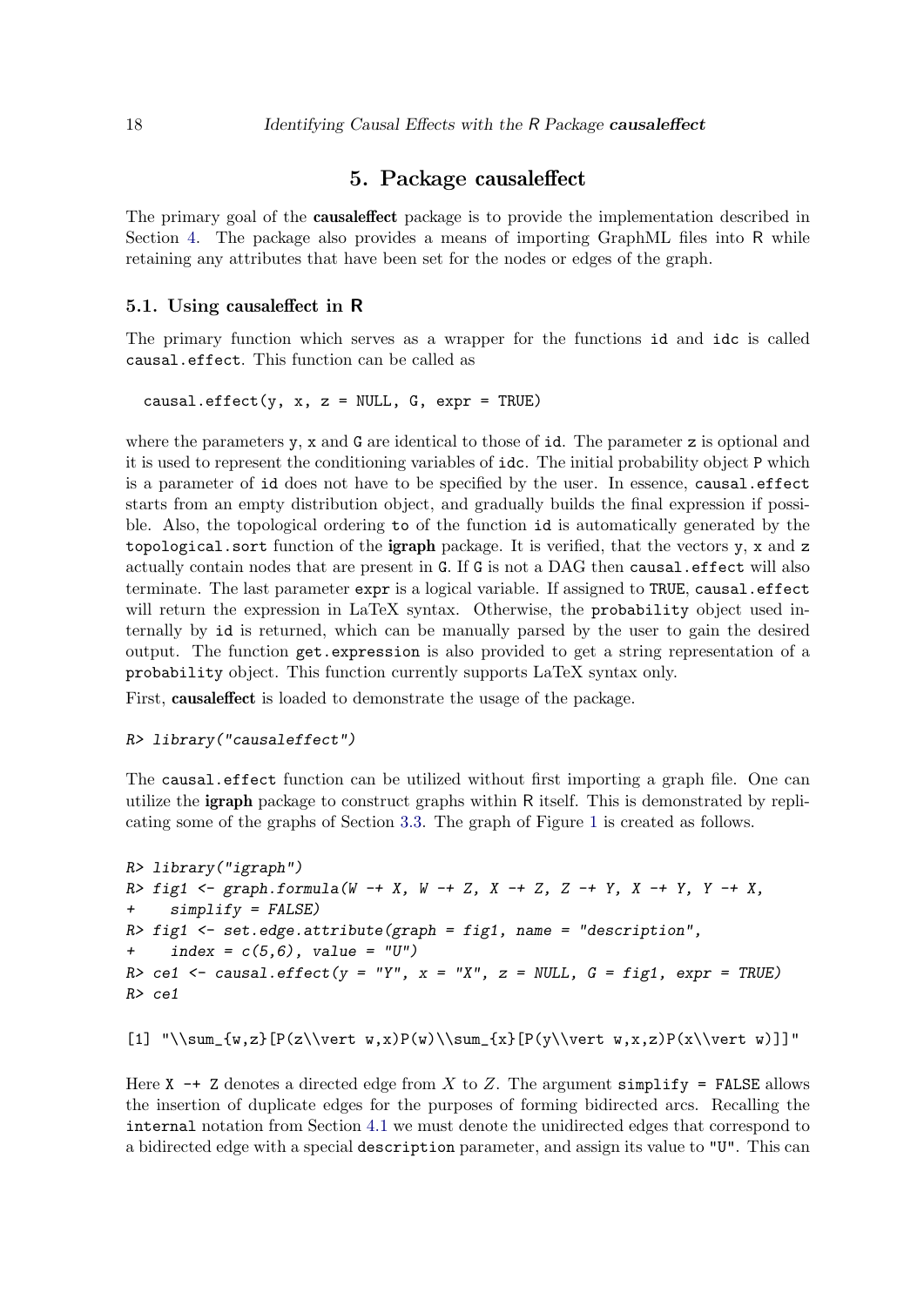## 5. Package causaleffect

The primary goal of the **causaleffect** package is to provide the implementation described in Section 4. The package also provides a means of importing GraphML files into R while retaining any attributes that have been set for the nodes or edges of the graph.

### 5.1. Using causaleffect in R

The primary function which serves as a wrapper for the functions `id` and `idc` is called `causal.effect`. This function can be called as

```
causal.effect(y, x, z = NULL, G, expr = TRUE)
```

where the parameters `y`, `x` and `G` are identical to those of `id`. The parameter `z` is optional and it is used to represent the conditioning variables of `idc`. The initial probability object `P` which is a parameter of `id` does not have to be specified by the user. In essence, `causal.effect` starts from an empty distribution object, and gradually builds the final expression if possible. Also, the topological ordering `to` of the function `id` is automatically generated by the `topological.sort` function of the **igraph** package. It is verified, that the vectors `y`, `x` and `z` actually contain nodes that are present in `G`. If `G` is not a DAG then `causal.effect` will also terminate. The last parameter `expr` is a logical variable. If assigned to `TRUE`, `causal.effect` will return the expression in LaTeX syntax. Otherwise, the `probability` object used internally by `id` is returned, which can be manually parsed by the user to gain the desired output. The function `get.expression` is also provided to get a string representation of a `probability` object. This function currently supports LaTeX syntax only.

First, **causaleffect** is loaded to demonstrate the usage of the package.

```
R> library("causaleffect")
```

The `causal.effect` function can be utilized without first importing a graph file. One can utilize the **igraph** package to construct graphs within R itself. This is demonstrated by replicating some of the graphs of Section 3.3. The graph of Figure 1 is created as follows.

```
R> library("igraph")
R> fig1 <- graph.formula(W -+ X, W -+ Z, X -+ Z, Z -+ Y, X -+ Y, Y -+ X,
+    simplify = FALSE)
R> fig1 <- set.edge.attribute(graph = fig1, name = "description",
+    index = c(5,6), value = "U")
R> ce1 <- causal.effect(y = "Y", x = "X", z = NULL, G = fig1, expr = TRUE)
R> ce1

[1] "\\sum_{w,z}[P(z\\vert w,x)P(w)\\sum_{x}[P(y\\vert w,x,z)P(x\\vert w)]]"
```

Here `X -+ Z` denotes a directed edge from $X$ to $Z$. The argument `simplify = FALSE` allows the insertion of duplicate edges for the purposes of forming bidirected arcs. Recalling the `internal` notation from Section 4.1 we must denote the unidirected edges that correspond to a bidirected edge with a special `description` parameter, and assign its value to `"U"`. This can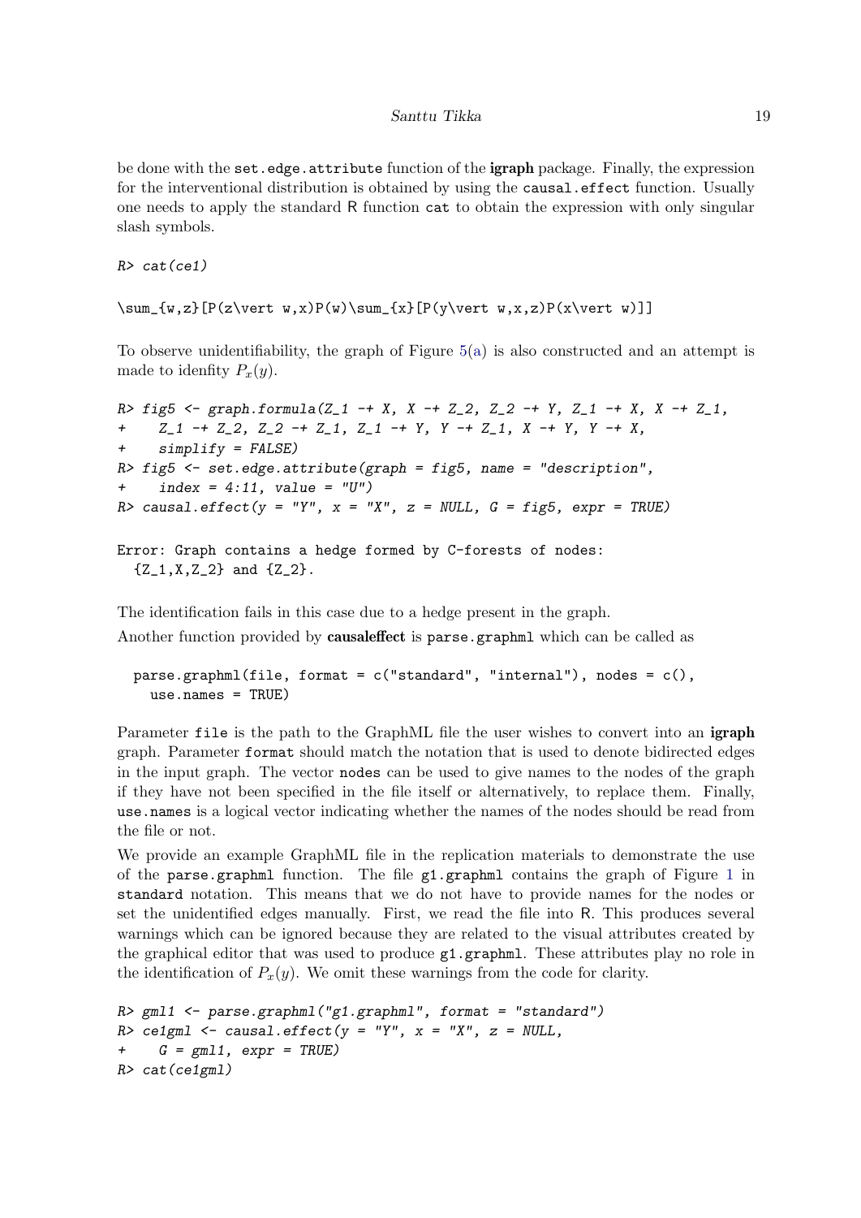be done with the set.edge.attribute function of the **igraph** package. Finally, the expression for the interventional distribution is obtained by using the causal.effect function. Usually one needs to apply the standard R function cat to obtain the expression with only singular slash symbols.

```
R> cat(ce1)
```

```
\sum_{w,z}[P(z\vert w,x)P(w)\sum_{x}[P(y\vert w,x,z)P(x\vert w)]]
```

To observe unidentifiability, the graph of Figure 5(a) is also constructed and an attempt is made to idenfity $P_x(y)$.

```
R> fig5 <- graph.formula(Z_1 -+ X, X -+ Z_2, Z_2 -+ Y, Z_1 -+ X, X -+ Z_1,
+    Z_1 -+ Z_2, Z_2 -+ Z_1, Z_1 -+ Y, Y -+ Z_1, X -+ Y, Y -+ X,
+    simplify = FALSE)
R> fig5 <- set.edge.attribute(graph = fig5, name = "description",
+    index = 4:11, value = "U")
R> causal.effect(y = "Y", x = "X", z = NULL, G = fig5, expr = TRUE)
```

```
Error: Graph contains a hedge formed by C-forests of nodes:
  {Z_1,X,Z_2} and {Z_2}.
```

The identification fails in this case due to a hedge present in the graph.

Another function provided by **causaleffect** is parse.graphml which can be called as

```
parse.graphml(file, format = c("standard", "internal"), nodes = c(),
  use.names = TRUE)
```

Parameter file is the path to the GraphML file the user wishes to convert into an **igraph** graph. Parameter format should match the notation that is used to denote bidirected edges in the input graph. The vector nodes can be used to give names to the nodes of the graph if they have not been specified in the file itself or alternatively, to replace them. Finally, use.names is a logical vector indicating whether the names of the nodes should be read from the file or not.

We provide an example GraphML file in the replication materials to demonstrate the use of the parse.graphml function. The file g1.graphml contains the graph of Figure 1 in standard notation. This means that we do not have to provide names for the nodes or set the unidentified edges manually. First, we read the file into R. This produces several warnings which can be ignored because they are related to the visual attributes created by the graphical editor that was used to produce g1.graphml. These attributes play no role in the identification of $P_x(y)$. We omit these warnings from the code for clarity.

```
R> gml1 <- parse.graphml("g1.graphml", format = "standard")
R> ce1gml <- causal.effect(y = "Y", x = "X", z = NULL,
+    G = gml1, expr = TRUE)
R> cat(ce1gml)
```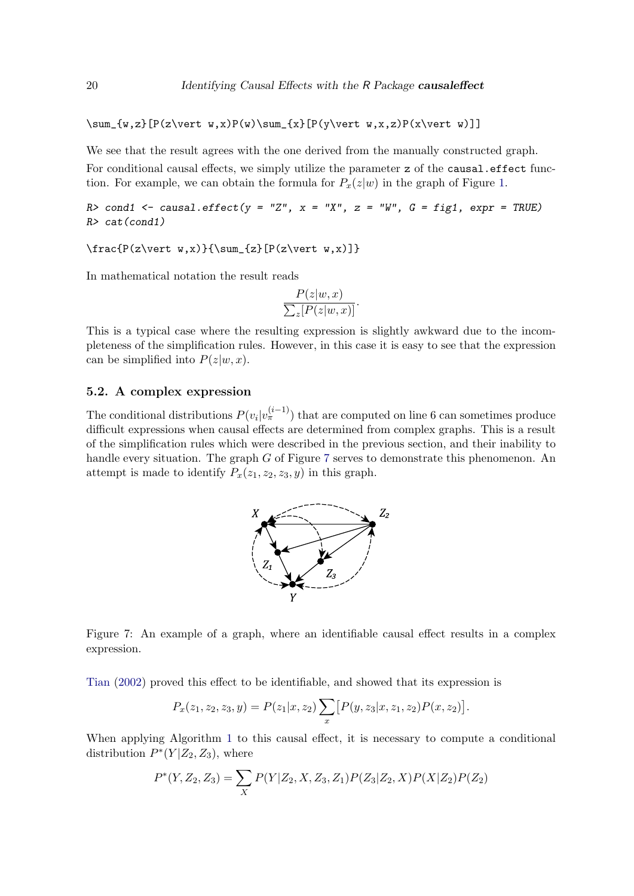```
\sum_{w,z}[P(z\vert w,x)P(w)\sum_{x}[P(y\vert w,x,z)P(x\vert w)]]
```

We see that the result agrees with the one derived from the manually constructed graph.

For conditional causal effects, we simply utilize the parameter `z` of the `causal.effect` function. For example, we can obtain the formula for $P_x(z|w)$ in the graph of Figure 1.

```
R> cond1 <- causal.effect(y = "Z", x = "X", z = "W", G = fig1, expr = TRUE)
R> cat(cond1)
```

```
\frac{P(z\vert w,x)}{\sum_{z}[P(z\vert w,x)]}
```

In mathematical notation the result reads

$$\frac{P(z|w,x)}{\sum_z [P(z|w,x)]}.$$

This is a typical case where the resulting expression is slightly awkward due to the incompleteness of the simplification rules. However, in this case it is easy to see that the expression can be simplified into $P(z|w,x)$.

### 5.2. A complex expression

The conditional distributions $P(v_i|v_\pi^{(i-1)})$ that are computed on line 6 can sometimes produce difficult expressions when causal effects are determined from complex graphs. This is a result of the simplification rules which were described in the previous section, and their inability to handle every situation. The graph $G$ of Figure 7 serves to demonstrate this phenomenon. An attempt is made to identify $P_x(z_1, z_2, z_3, y)$ in this graph.

X
Z2
Z1
Z3
Y

Figure 7: An example of a graph, where an identifiable causal effect results in a complex expression.

Tian (2002) proved this effect to be identifiable, and showed that its expression is

$$P_x(z_1, z_2, z_3, y) = P(z_1|x, z_2) \sum_x \big[P(y, z_3|x, z_1, z_2)P(x, z_2)\big].$$

When applying Algorithm 1 to this causal effect, it is necessary to compute a conditional distribution $P^*(Y|Z_2, Z_3)$, where

$$P^*(Y, Z_2, Z_3) = \sum_X P(Y|Z_2, X, Z_3, Z_1)P(Z_3|Z_2, X)P(X|Z_2)P(Z_2)$$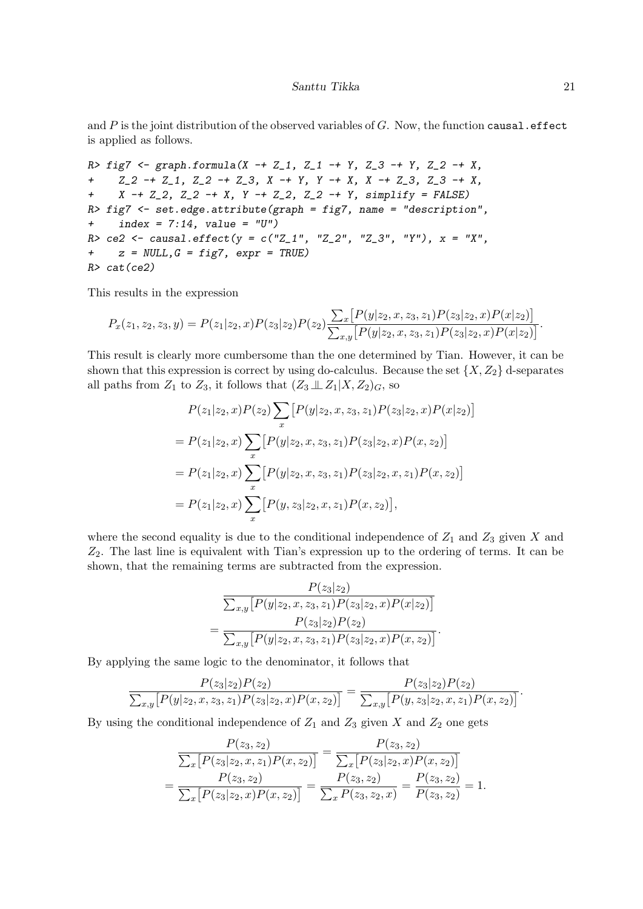and $P$ is the joint distribution of the observed variables of $G$. Now, the function `causal.effect` is applied as follows.

```
R> fig7 <- graph.formula(X -+ Z_1, Z_1 -+ Y, Z_3 -+ Y, Z_2 -+ X,
+    Z_2 -+ Z_1, Z_2 -+ Z_3, X -+ Y, Y -+ X, X -+ Z_3, Z_3 -+ X,
+    X -+ Z_2, Z_2 -+ X, Y -+ Z_2, Z_2 -+ Y, simplify = FALSE)
R> fig7 <- set.edge.attribute(graph = fig7, name = "description",
+    index = 7:14, value = "U")
R> ce2 <- causal.effect(y = c("Z_1", "Z_2", "Z_3", "Y"), x = "X",
+    z = NULL,G = fig7, expr = TRUE)
R> cat(ce2)
```

This results in the expression

$$P_x(z_1, z_2, z_3, y) = P(z_1|z_2, x)P(z_3|z_2)P(z_2)\frac{\sum_x \big[P(y|z_2, x, z_3, z_1)P(z_3|z_2, x)P(x|z_2)\big]}{\sum_{x,y}\big[P(y|z_2, x, z_3, z_1)P(z_3|z_2, x)P(x|z_2)\big]}.$$

This result is clearly more cumbersome than the one determined by Tian. However, it can be shown that this expression is correct by using do-calculus. Because the set $\{X, Z_2\}$ d-separates all paths from $Z_1$ to $Z_3$, it follows that $(Z_3 \perp\!\!\!\perp Z_1|X, Z_2)_G$, so

$$\begin{aligned}
&P(z_1|z_2, x)P(z_2)\sum_x \big[P(y|z_2, x, z_3, z_1)P(z_3|z_2, x)P(x|z_2)\big] \\
&= P(z_1|z_2, x)\sum_x \big[P(y|z_2, x, z_3, z_1)P(z_3|z_2, x)P(x, z_2)\big] \\
&= P(z_1|z_2, x)\sum_x \big[P(y|z_2, x, z_3, z_1)P(z_3|z_2, x, z_1)P(x, z_2)\big] \\
&= P(z_1|z_2, x)\sum_x \big[P(y, z_3|z_2, x, z_1)P(x, z_2)\big],
\end{aligned}$$

where the second equality is due to the conditional independence of $Z_1$ and $Z_3$ given $X$ and $Z_2$. The last line is equivalent with Tian's expression up to the ordering of terms. It can be shown, that the remaining terms are subtracted from the expression.

$$\begin{aligned}
&\frac{P(z_3|z_2)}{\sum_{x,y}\big[P(y|z_2, x, z_3, z_1)P(z_3|z_2, x)P(x|z_2)\big]} \\
&= \frac{P(z_3|z_2)P(z_2)}{\sum_{x,y}\big[P(y|z_2, x, z_3, z_1)P(z_3|z_2, x)P(x, z_2)\big]}.
\end{aligned}$$

By applying the same logic to the denominator, it follows that

$$\frac{P(z_3|z_2)P(z_2)}{\sum_{x,y}\big[P(y|z_2, x, z_3, z_1)P(z_3|z_2, x)P(x, z_2)\big]} = \frac{P(z_3|z_2)P(z_2)}{\sum_{x,y}\big[P(y, z_3|z_2, x, z_1)P(x, z_2)\big]}.$$

By using the conditional independence of $Z_1$ and $Z_3$ given $X$ and $Z_2$ one gets

$$\begin{aligned}
&\frac{P(z_3, z_2)}{\sum_x \big[P(z_3|z_2, x, z_1)P(x, z_2)\big]} = \frac{P(z_3, z_2)}{\sum_x \big[P(z_3|z_2, x)P(x, z_2)\big]} \\
&= \frac{P(z_3, z_2)}{\sum_x \big[P(z_3|z_2, x)P(x, z_2)\big]} = \frac{P(z_3, z_2)}{\sum_x P(z_3, z_2, x)} = \frac{P(z_3, z_2)}{P(z_3, z_2)} = 1.
\end{aligned}$$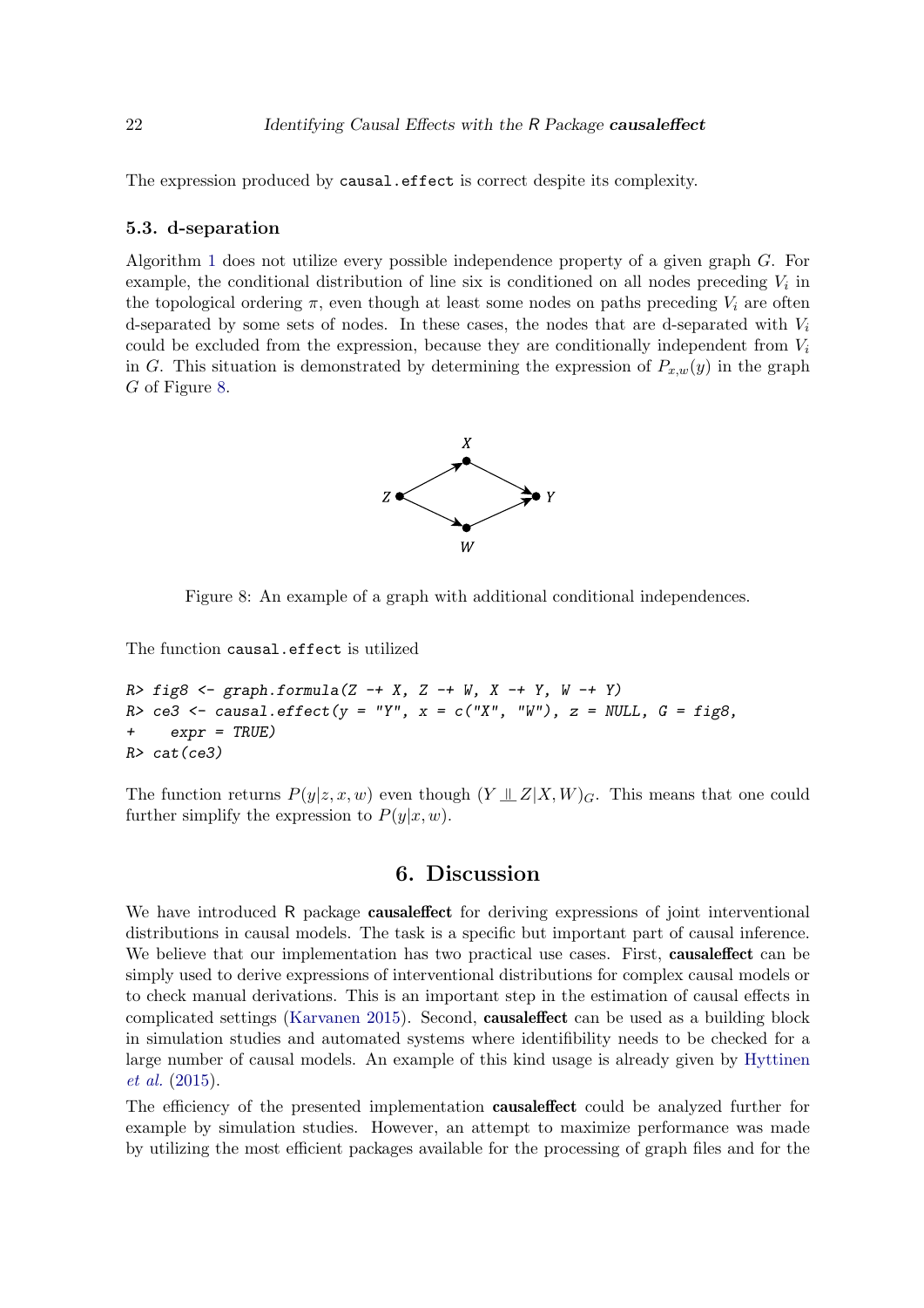The expression produced by `causal.effect` is correct despite its complexity.

### 5.3. d-separation

Algorithm 1 does not utilize every possible independence property of a given graph $G$. For example, the conditional distribution of line six is conditioned on all nodes preceding $V_i$ in the topological ordering $\pi$, even though at least some nodes on paths preceding $V_i$ are often d-separated by some sets of nodes. In these cases, the nodes that are d-separated with $V_i$ could be excluded from the expression, because they are conditionally independent from $V_i$ in $G$. This situation is demonstrated by determining the expression of $P_{x,w}(y)$ in the graph $G$ of Figure 8.

X

Z

Y

W

Figure 8: An example of a graph with additional conditional independences.

The function `causal.effect` is utilized

```
R> fig8 <- graph.formula(Z -+ X, Z -+ W, X -+ Y, W -+ Y)
R> ce3 <- causal.effect(y = "Y", x = c("X", "W"), z = NULL, G = fig8,
+    expr = TRUE)
R> cat(ce3)
```

The function returns $P(y|z,x,w)$ even though $(Y \perp\!\!\!\perp Z|X,W)_G$. This means that one could further simplify the expression to $P(y|x,w)$.

## 6. Discussion

We have introduced R package **causaleffect** for deriving expressions of joint interventional distributions in causal models. The task is a specific but important part of causal inference. We believe that our implementation has two practical use cases. First, **causaleffect** can be simply used to derive expressions of interventional distributions for complex causal models or to check manual derivations. This is an important step in the estimation of causal effects in complicated settings (Karvanen 2015). Second, **causaleffect** can be used as a building block in simulation studies and automated systems where identifiability needs to be checked for a large number of causal models. An example of this kind usage is already given by Hyttinen *et al.* (2015).

The efficiency of the presented implementation **causaleffect** could be analyzed further for example by simulation studies. However, an attempt to maximize performance was made by utilizing the most efficient packages available for the processing of graph files and for the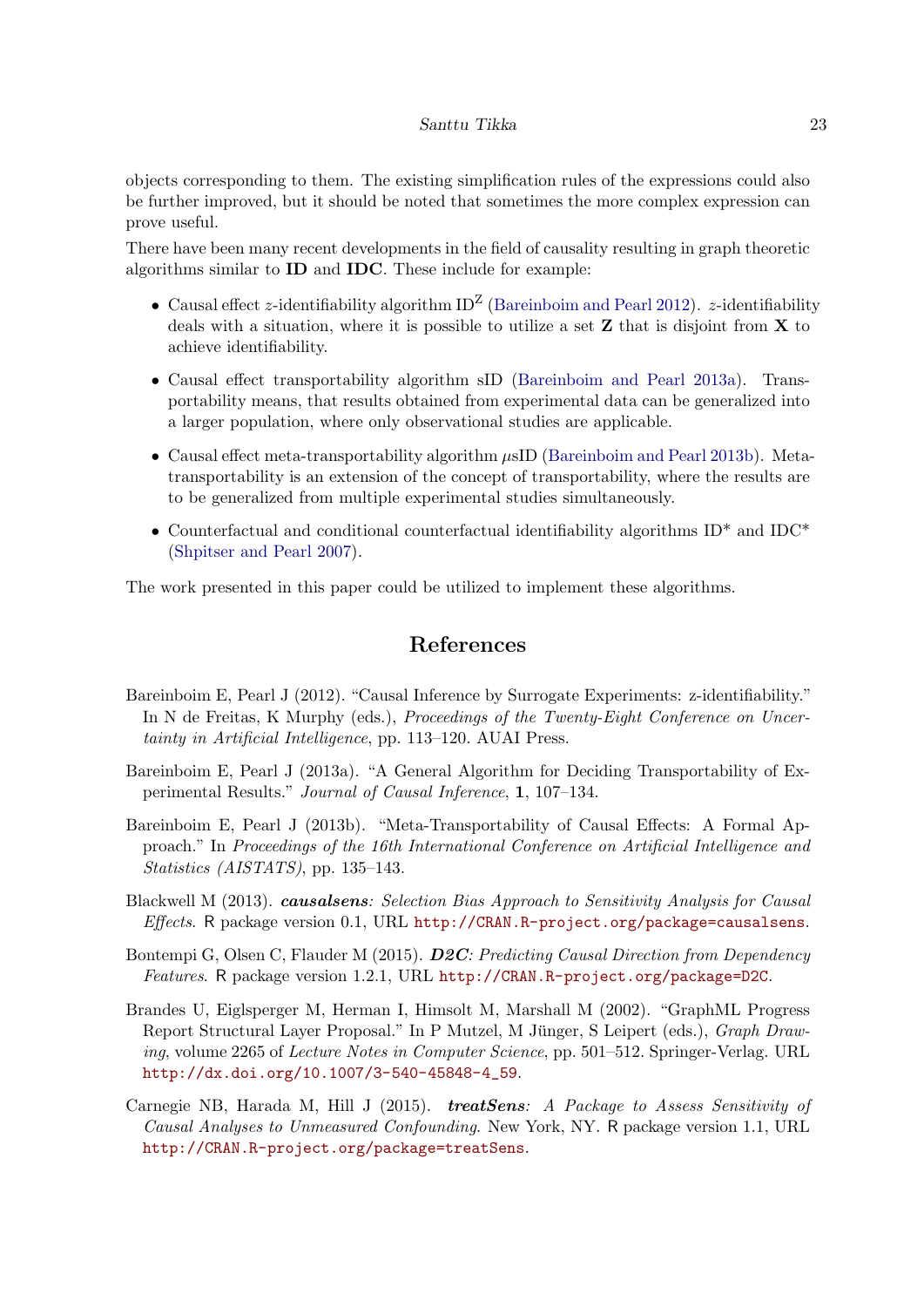objects corresponding to them. The existing simplification rules of the expressions could also be further improved, but it should be noted that sometimes the more complex expression can prove useful.

There have been many recent developments in the field of causality resulting in graph theoretic algorithms similar to **ID** and **IDC**. These include for example:

- Causal effect $z$-identifiability algorithm $\text{ID}^{\text{Z}}$ (Bareinboim and Pearl 2012). $z$-identifiability deals with a situation, where it is possible to utilize a set $\mathbf{Z}$ that is disjoint from $\mathbf{X}$ to achieve identifiability.
- Causal effect transportability algorithm sID (Bareinboim and Pearl 2013a). Transportability means, that results obtained from experimental data can be generalized into a larger population, where only observational studies are applicable.
- Causal effect meta-transportability algorithm $\mu$sID (Bareinboim and Pearl 2013b). Meta-transportability is an extension of the concept of transportability, where the results are to be generalized from multiple experimental studies simultaneously.
- Counterfactual and conditional counterfactual identifiability algorithms ID* and IDC* (Shpitser and Pearl 2007).

The work presented in this paper could be utilized to implement these algorithms.

# References

Bareinboim E, Pearl J (2012). "Causal Inference by Surrogate Experiments: z-identifiability." In N de Freitas, K Murphy (eds.), *Proceedings of the Twenty-Eight Conference on Uncertainty in Artificial Intelligence*, pp. 113–120. AUAI Press.

Bareinboim E, Pearl J (2013a). "A General Algorithm for Deciding Transportability of Experimental Results." *Journal of Causal Inference*, **1**, 107–134.

Bareinboim E, Pearl J (2013b). "Meta-Transportability of Causal Effects: A Formal Approach." In *Proceedings of the 16th International Conference on Artificial Intelligence and Statistics (AISTATS)*, pp. 135–143.

Blackwell M (2013). ***causalsens**: Selection Bias Approach to Sensitivity Analysis for Causal Effects*. R package version 0.1, URL http://CRAN.R-project.org/package=causalsens.

Bontempi G, Olsen C, Flauder M (2015). ***D2C**: Predicting Causal Direction from Dependency Features*. R package version 1.2.1, URL http://CRAN.R-project.org/package=D2C.

Brandes U, Eiglsperger M, Herman I, Himsolt M, Marshall M (2002). "GraphML Progress Report Structural Layer Proposal." In P Mutzel, M Jünger, S Leipert (eds.), *Graph Drawing*, volume 2265 of *Lecture Notes in Computer Science*, pp. 501–512. Springer-Verlag. URL http://dx.doi.org/10.1007/3-540-45848-4_59.

Carnegie NB, Harada M, Hill J (2015). ***treatSens**: A Package to Assess Sensitivity of Causal Analyses to Unmeasured Confounding*. New York, NY. R package version 1.1, URL http://CRAN.R-project.org/package=treatSens.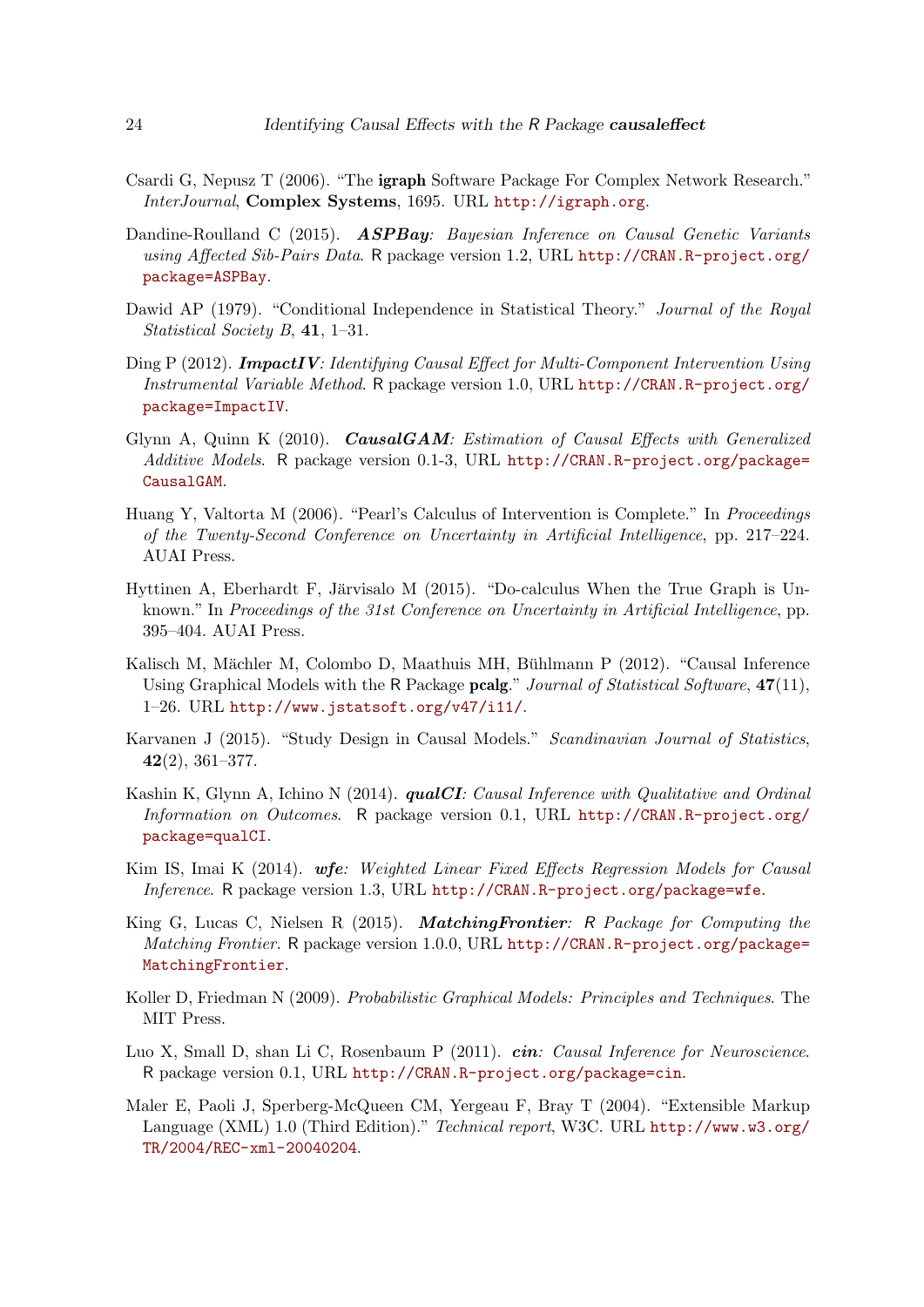Csardi G, Nepusz T (2006). "The **igraph** Software Package For Complex Network Research." *InterJournal*, **Complex Systems**, 1695. URL http://igraph.org.

Dandine-Roulland C (2015). ***ASPBay**: Bayesian Inference on Causal Genetic Variants using Affected Sib-Pairs Data*. R package version 1.2, URL http://CRAN.R-project.org/package=ASPBay.

Dawid AP (1979). "Conditional Independence in Statistical Theory." *Journal of the Royal Statistical Society B*, **41**, 1–31.

Ding P (2012). ***ImpactIV**: Identifying Causal Effect for Multi-Component Intervention Using Instrumental Variable Method*. R package version 1.0, URL http://CRAN.R-project.org/package=ImpactIV.

Glynn A, Quinn K (2010). ***CausalGAM**: Estimation of Causal Effects with Generalized Additive Models*. R package version 0.1-3, URL http://CRAN.R-project.org/package=CausalGAM.

Huang Y, Valtorta M (2006). "Pearl's Calculus of Intervention is Complete." In *Proceedings of the Twenty-Second Conference on Uncertainty in Artificial Intelligence*, pp. 217–224. AUAI Press.

Hyttinen A, Eberhardt F, Järvisalo M (2015). "Do-calculus When the True Graph is Unknown." In *Proceedings of the 31st Conference on Uncertainty in Artificial Intelligence*, pp. 395–404. AUAI Press.

Kalisch M, Mächler M, Colombo D, Maathuis MH, Bühlmann P (2012). "Causal Inference Using Graphical Models with the R Package **pcalg**." *Journal of Statistical Software*, **47**(11), 1–26. URL http://www.jstatsoft.org/v47/i11/.

Karvanen J (2015). "Study Design in Causal Models." *Scandinavian Journal of Statistics*, **42**(2), 361–377.

Kashin K, Glynn A, Ichino N (2014). ***qualCI**: Causal Inference with Qualitative and Ordinal Information on Outcomes*. R package version 0.1, URL http://CRAN.R-project.org/package=qualCI.

Kim IS, Imai K (2014). ***wfe**: Weighted Linear Fixed Effects Regression Models for Causal Inference*. R package version 1.3, URL http://CRAN.R-project.org/package=wfe.

King G, Lucas C, Nielsen R (2015). ***MatchingFrontier**: R Package for Computing the Matching Frontier*. R package version 1.0.0, URL http://CRAN.R-project.org/package=MatchingFrontier.

Koller D, Friedman N (2009). *Probabilistic Graphical Models: Principles and Techniques*. The MIT Press.

Luo X, Small D, shan Li C, Rosenbaum P (2011). ***cin**: Causal Inference for Neuroscience*. R package version 0.1, URL http://CRAN.R-project.org/package=cin.

Maler E, Paoli J, Sperberg-McQueen CM, Yergeau F, Bray T (2004). "Extensible Markup Language (XML) 1.0 (Third Edition)." *Technical report*, W3C. URL http://www.w3.org/TR/2004/REC-xml-20040204.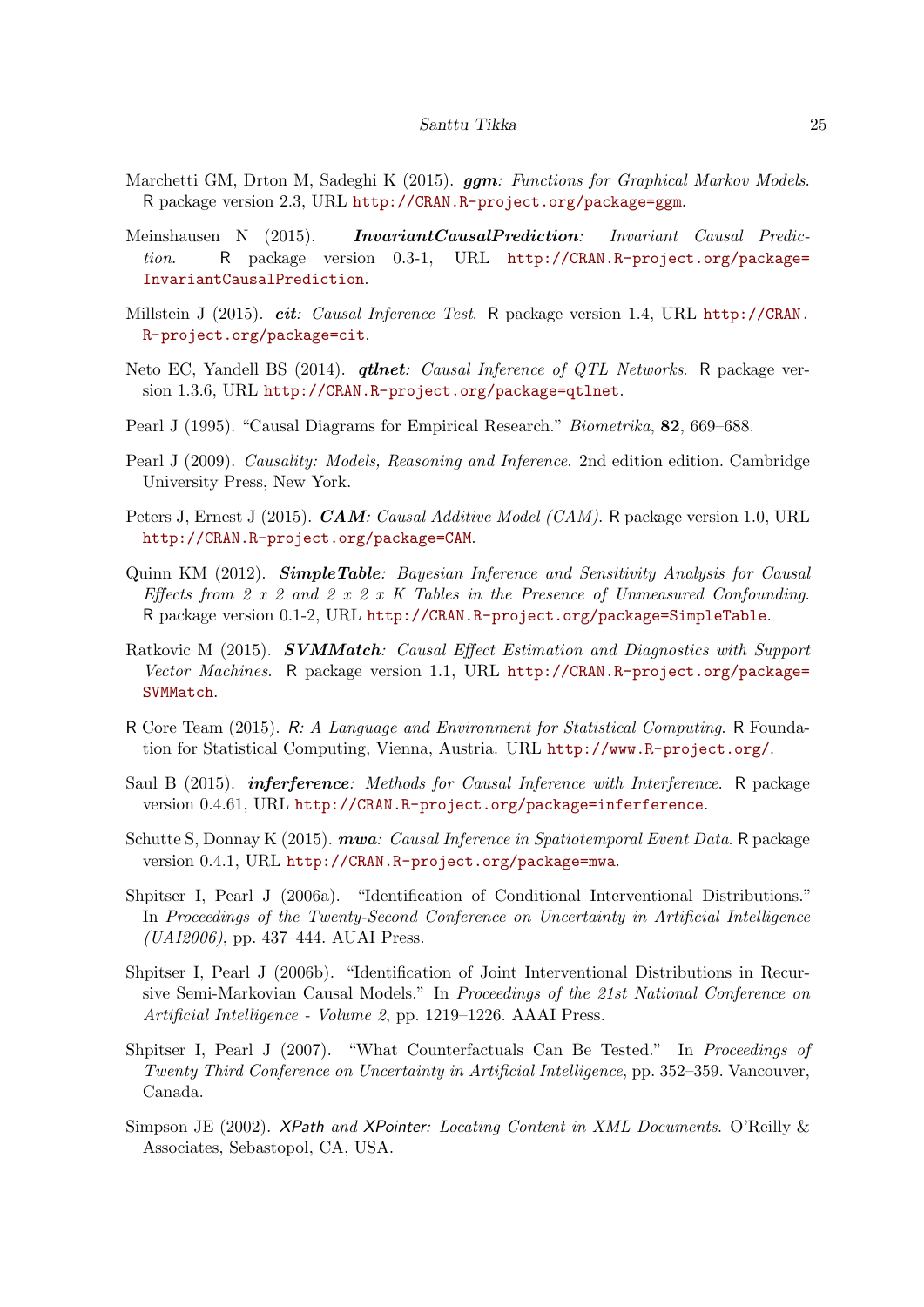Marchetti GM, Drton M, Sadeghi K (2015). ***ggm**: Functions for Graphical Markov Models*. R package version 2.3, URL http://CRAN.R-project.org/package=ggm.

Meinshausen N (2015). ***InvariantCausalPrediction**: Invariant Causal Prediction*. R package version 0.3-1, URL http://CRAN.R-project.org/package=InvariantCausalPrediction.

Millstein J (2015). ***cit**: Causal Inference Test*. R package version 1.4, URL http://CRAN.R-project.org/package=cit.

Neto EC, Yandell BS (2014). ***qtlnet**: Causal Inference of QTL Networks*. R package version 1.3.6, URL http://CRAN.R-project.org/package=qtlnet.

Pearl J (1995). "Causal Diagrams for Empirical Research." *Biometrika*, **82**, 669–688.

Pearl J (2009). *Causality: Models, Reasoning and Inference*. 2nd edition edition. Cambridge University Press, New York.

Peters J, Ernest J (2015). ***CAM**: Causal Additive Model (CAM)*. R package version 1.0, URL http://CRAN.R-project.org/package=CAM.

Quinn KM (2012). ***SimpleTable**: Bayesian Inference and Sensitivity Analysis for Causal Effects from 2 x 2 and 2 x 2 x K Tables in the Presence of Unmeasured Confounding*. R package version 0.1-2, URL http://CRAN.R-project.org/package=SimpleTable.

Ratkovic M (2015). ***SVMMatch**: Causal Effect Estimation and Diagnostics with Support Vector Machines*. R package version 1.1, URL http://CRAN.R-project.org/package=SVMMatch.

R Core Team (2015). *R: A Language and Environment for Statistical Computing*. R Foundation for Statistical Computing, Vienna, Austria. URL http://www.R-project.org/.

Saul B (2015). ***inferference**: Methods for Causal Inference with Interference*. R package version 0.4.61, URL http://CRAN.R-project.org/package=inferference.

Schutte S, Donnay K (2015). ***mwa**: Causal Inference in Spatiotemporal Event Data*. R package version 0.4.1, URL http://CRAN.R-project.org/package=mwa.

Shpitser I, Pearl J (2006a). "Identification of Conditional Interventional Distributions." In *Proceedings of the Twenty-Second Conference on Uncertainty in Artificial Intelligence (UAI2006)*, pp. 437–444. AUAI Press.

Shpitser I, Pearl J (2006b). "Identification of Joint Interventional Distributions in Recursive Semi-Markovian Causal Models." In *Proceedings of the 21st National Conference on Artificial Intelligence - Volume 2*, pp. 1219–1226. AAAI Press.

Shpitser I, Pearl J (2007). "What Counterfactuals Can Be Tested." In *Proceedings of Twenty Third Conference on Uncertainty in Artificial Intelligence*, pp. 352–359. Vancouver, Canada.

Simpson JE (2002). *XPath and XPointer: Locating Content in XML Documents*. O'Reilly & Associates, Sebastopol, CA, USA.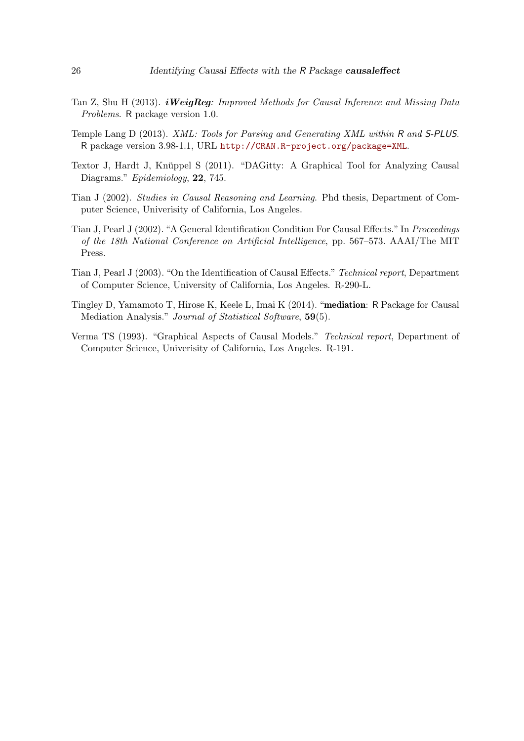Tan Z, Shu H (2013). ***iWeigReg**: Improved Methods for Causal Inference and Missing Data Problems*. R package version 1.0.

Temple Lang D (2013). *XML: Tools for Parsing and Generating XML within R and S-PLUS*. R package version 3.98-1.1, URL http://CRAN.R-project.org/package=XML.

Textor J, Hardt J, Knüppel S (2011). "DAGitty: A Graphical Tool for Analyzing Causal Diagrams." *Epidemiology*, **22**, 745.

Tian J (2002). *Studies in Causal Reasoning and Learning*. Phd thesis, Department of Computer Science, Univerisity of California, Los Angeles.

Tian J, Pearl J (2002). "A General Identification Condition For Causal Effects." In *Proceedings of the 18th National Conference on Artificial Intelligence*, pp. 567–573. AAAI/The MIT Press.

Tian J, Pearl J (2003). "On the Identification of Causal Effects." *Technical report*, Department of Computer Science, University of California, Los Angeles. R-290-L.

Tingley D, Yamamoto T, Hirose K, Keele L, Imai K (2014). "**mediation**: R Package for Causal Mediation Analysis." *Journal of Statistical Software*, **59**(5).

Verma TS (1993). "Graphical Aspects of Causal Models." *Technical report*, Department of Computer Science, Univerisity of California, Los Angeles. R-191.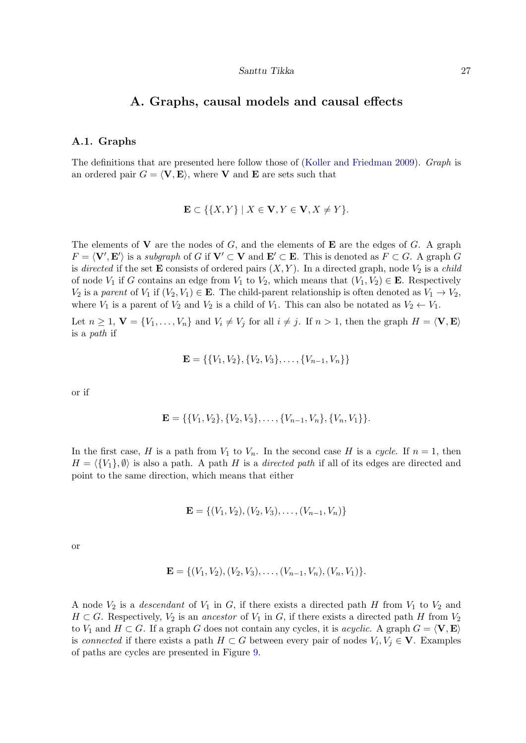# A. Graphs, causal models and causal effects

## A.1. Graphs

The definitions that are presented here follow those of (Koller and Friedman 2009). *Graph* is an ordered pair $G = \langle \mathbf{V}, \mathbf{E} \rangle$, where $\mathbf{V}$ and $\mathbf{E}$ are sets such that

$$\mathbf{E} \subset \{\{X, Y\} \mid X \in \mathbf{V}, Y \in \mathbf{V}, X \neq Y\}.$$

The elements of $\mathbf{V}$ are the nodes of $G$, and the elements of $\mathbf{E}$ are the edges of $G$. A graph $F = \langle \mathbf{V}', \mathbf{E}' \rangle$ is a *subgraph* of $G$ if $\mathbf{V}' \subset \mathbf{V}$ and $\mathbf{E}' \subset \mathbf{E}$. This is denoted as $F \subset G$. A graph $G$ is *directed* if the set $\mathbf{E}$ consists of ordered pairs $(X, Y)$. In a directed graph, node $V_2$ is a *child* of node $V_1$ if $G$ contains an edge from $V_1$ to $V_2$, which means that $(V_1, V_2) \in \mathbf{E}$. Respectively $V_2$ is a *parent* of $V_1$ if $(V_2, V_1) \in \mathbf{E}$. The child-parent relationship is often denoted as $V_1 \rightarrow V_2$, where $V_1$ is a parent of $V_2$ and $V_2$ is a child of $V_1$. This can also be notated as $V_2 \leftarrow V_1$.

Let $n \geq 1$, $\mathbf{V} = \{V_1, \ldots, V_n\}$ and $V_i \neq V_j$ for all $i \neq j$. If $n > 1$, then the graph $H = \langle \mathbf{V}, \mathbf{E} \rangle$ is a *path* if

$$\mathbf{E} = \{\{V_1, V_2\}, \{V_2, V_3\}, \ldots, \{V_{n-1}, V_n\}\}$$

or if

$$\mathbf{E} = \{\{V_1, V_2\}, \{V_2, V_3\}, \ldots, \{V_{n-1}, V_n\}, \{V_n, V_1\}\}.$$

In the first case, $H$ is a path from $V_1$ to $V_n$. In the second case $H$ is a *cycle*. If $n = 1$, then $H = \langle \{V_1\}, \emptyset \rangle$ is also a path. A path $H$ is a *directed path* if all of its edges are directed and point to the same direction, which means that either

$$\mathbf{E} = \{(V_1, V_2), (V_2, V_3), \ldots, (V_{n-1}, V_n)\}$$

or

$$\mathbf{E} = \{(V_1, V_2), (V_2, V_3), \ldots, (V_{n-1}, V_n), (V_n, V_1)\}.$$

A node $V_2$ is a *descendant* of $V_1$ in $G$, if there exists a directed path $H$ from $V_1$ to $V_2$ and $H \subset G$. Respectively, $V_2$ is an *ancestor* of $V_1$ in $G$, if there exists a directed path $H$ from $V_2$ to $V_1$ and $H \subset G$. If a graph $G$ does not contain any cycles, it is *acyclic*. A graph $G = \langle \mathbf{V}, \mathbf{E} \rangle$ is *connected* if there exists a path $H \subset G$ between every pair of nodes $V_i, V_j \in \mathbf{V}$. Examples of paths are cycles are presented in Figure 9.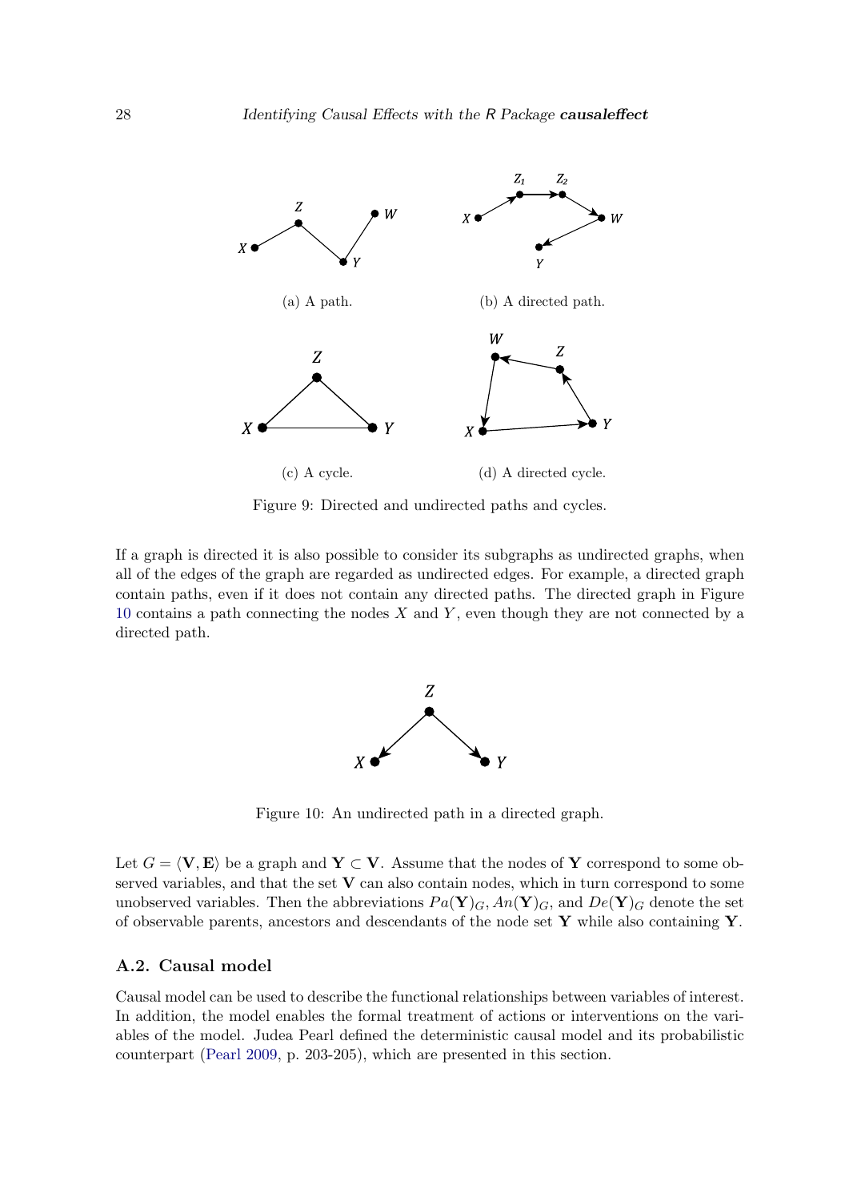X Z W Y

(a) A path.

Z₁ Z₂ X W Y

(b) A directed path.

Z X Y

(c) A cycle.

W Z X Y

(d) A directed cycle.

Figure 9: Directed and undirected paths and cycles.

If a graph is directed it is also possible to consider its subgraphs as undirected graphs, when all of the edges of the graph are regarded as undirected edges. For example, a directed graph contain paths, even if it does not contain any directed paths. The directed graph in Figure 10 contains a path connecting the nodes $X$ and $Y$, even though they are not connected by a directed path.

Z X Y

Figure 10: An undirected path in a directed graph.

Let $G = \langle \mathbf{V}, \mathbf{E} \rangle$ be a graph and $\mathbf{Y} \subset \mathbf{V}$. Assume that the nodes of $\mathbf{Y}$ correspond to some observed variables, and that the set $\mathbf{V}$ can also contain nodes, which in turn correspond to some unobserved variables. Then the abbreviations $Pa(\mathbf{Y})_G$, $An(\mathbf{Y})_G$, and $De(\mathbf{Y})_G$ denote the set of observable parents, ancestors and descendants of the node set $\mathbf{Y}$ while also containing $\mathbf{Y}$.

## A.2. Causal model

Causal model can be used to describe the functional relationships between variables of interest. In addition, the model enables the formal treatment of actions or interventions on the variables of the model. Judea Pearl defined the deterministic causal model and its probabilistic counterpart (Pearl 2009, p. 203-205), which are presented in this section.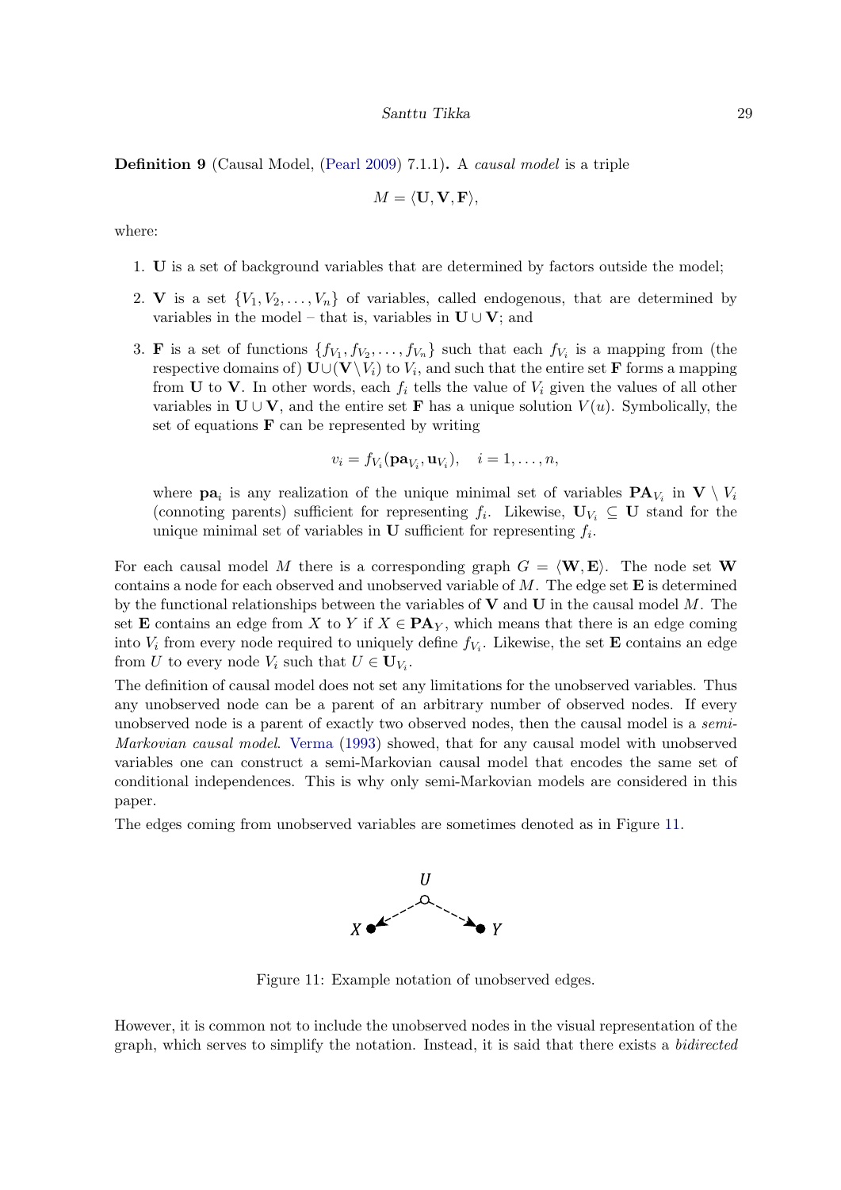**Definition 9** (Causal Model, (Pearl 2009) 7.1.1)**.** A *causal model* is a triple

$$M = \langle \mathbf{U}, \mathbf{V}, \mathbf{F} \rangle,$$

where:

1. $\mathbf{U}$ is a set of background variables that are determined by factors outside the model;
2. $\mathbf{V}$ is a set $\{V_1, V_2, \ldots, V_n\}$ of variables, called endogenous, that are determined by variables in the model – that is, variables in $\mathbf{U} \cup \mathbf{V}$; and
3. $\mathbf{F}$ is a set of functions $\{f_{V_1}, f_{V_2}, \ldots, f_{V_n}\}$ such that each $f_{V_i}$ is a mapping from (the respective domains of) $\mathbf{U} \cup (\mathbf{V} \setminus V_i)$ to $V_i$, and such that the entire set $\mathbf{F}$ forms a mapping from $\mathbf{U}$ to $\mathbf{V}$. In other words, each $f_i$ tells the value of $V_i$ given the values of all other variables in $\mathbf{U} \cup \mathbf{V}$, and the entire set $\mathbf{F}$ has a unique solution $V(u)$. Symbolically, the set of equations $\mathbf{F}$ can be represented by writing

$$v_i = f_{V_i}(\mathbf{pa}_{V_i}, \mathbf{u}_{V_i}), \quad i = 1, \ldots, n,$$

where $\mathbf{pa}_i$ is any realization of the unique minimal set of variables $\mathbf{PA}_{V_i}$ in $\mathbf{V} \setminus V_i$ (connoting parents) sufficient for representing $f_i$. Likewise, $\mathbf{U}_{V_i} \subseteq \mathbf{U}$ stand for the unique minimal set of variables in $\mathbf{U}$ sufficient for representing $f_i$.

For each causal model $M$ there is a corresponding graph $G = \langle \mathbf{W}, \mathbf{E} \rangle$. The node set $\mathbf{W}$ contains a node for each observed and unobserved variable of $M$. The edge set $\mathbf{E}$ is determined by the functional relationships between the variables of $\mathbf{V}$ and $\mathbf{U}$ in the causal model $M$. The set $\mathbf{E}$ contains an edge from $X$ to $Y$ if $X \in \mathbf{PA}_Y$, which means that there is an edge coming into $V_i$ from every node required to uniquely define $f_{V_i}$. Likewise, the set $\mathbf{E}$ contains an edge from $U$ to every node $V_i$ such that $U \in \mathbf{U}_{V_i}$.

The definition of causal model does not set any limitations for the unobserved variables. Thus any unobserved node can be a parent of an arbitrary number of observed nodes. If every unobserved node is a parent of exactly two observed nodes, then the causal model is a *semi-Markovian causal model*. Verma (1993) showed, that for any causal model with unobserved variables one can construct a semi-Markovian causal model that encodes the same set of conditional independences. This is why only semi-Markovian models are considered in this paper.

The edges coming from unobserved variables are sometimes denoted as in Figure 11.

U

X

Y

Figure 11: Example notation of unobserved edges.

However, it is common not to include the unobserved nodes in the visual representation of the graph, which serves to simplify the notation. Instead, it is said that there exists a *bidirected*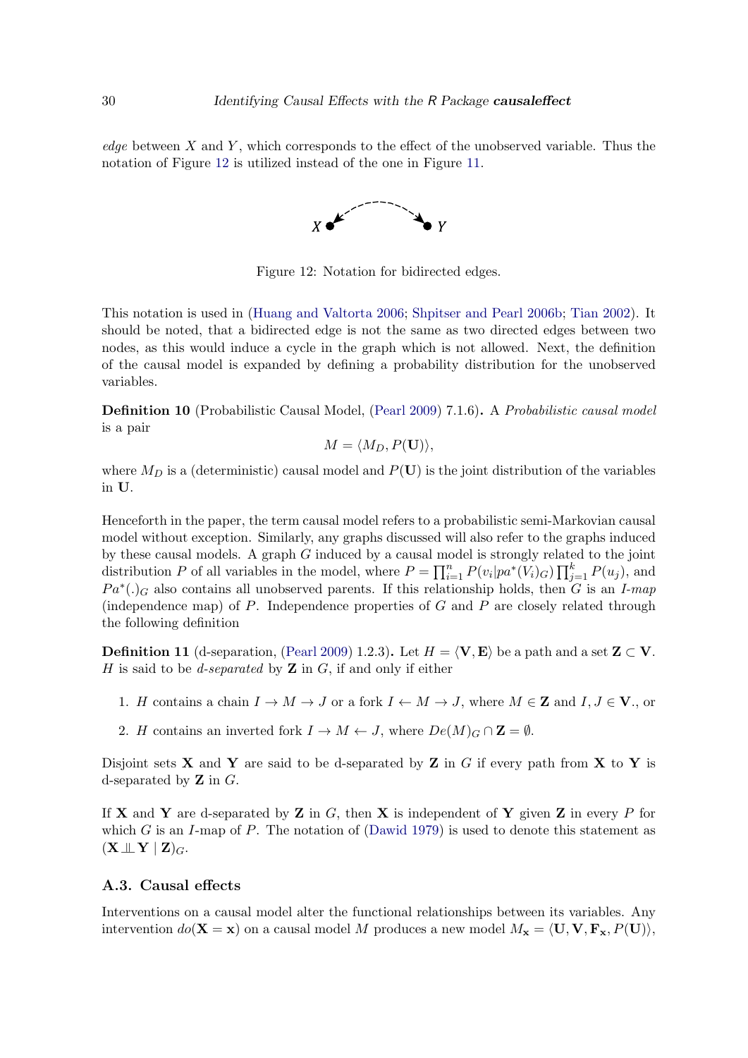*edge* between $X$ and $Y$, which corresponds to the effect of the unobserved variable. Thus the notation of Figure 12 is utilized instead of the one in Figure 11.

X Y

Figure 12: Notation for bidirected edges.

This notation is used in (Huang and Valtorta 2006; Shpitser and Pearl 2006b; Tian 2002). It should be noted, that a bidirected edge is not the same as two directed edges between two nodes, as this would induce a cycle in the graph which is not allowed. Next, the definition of the causal model is expanded by defining a probability distribution for the unobserved variables.

**Definition 10** (Probabilistic Causal Model, (Pearl 2009) 7.1.6)**.** A *Probabilistic causal model* is a pair

$$M = \langle M_D, P(\mathbf{U}) \rangle,$$

where $M_D$ is a (deterministic) causal model and $P(\mathbf{U})$ is the joint distribution of the variables in $\mathbf{U}$.

Henceforth in the paper, the term causal model refers to a probabilistic semi-Markovian causal model without exception. Similarly, any graphs discussed will also refer to the graphs induced by these causal models. A graph $G$ induced by a causal model is strongly related to the joint distribution $P$ of all variables in the model, where $P = \prod_{i=1}^{n} P(v_i | pa^*(V_i)_G) \prod_{j=1}^{k} P(u_j)$, and $Pa^*(.)_G$ also contains all unobserved parents. If this relationship holds, then $G$ is an *I-map* (independence map) of $P$. Independence properties of $G$ and $P$ are closely related through the following definition

**Definition 11** (d-separation, (Pearl 2009) 1.2.3)**.** Let $H = \langle \mathbf{V}, \mathbf{E} \rangle$ be a path and a set $\mathbf{Z} \subset \mathbf{V}$. $H$ is said to be *d-separated* by $\mathbf{Z}$ in $G$, if and only if either

1. $H$ contains a chain $I \rightarrow M \rightarrow J$ or a fork $I \leftarrow M \rightarrow J$, where $M \in \mathbf{Z}$ and $I, J \in \mathbf{V}$., or
2. $H$ contains an inverted fork $I \rightarrow M \leftarrow J$, where $De(M)_G \cap \mathbf{Z} = \emptyset$.

Disjoint sets $\mathbf{X}$ and $\mathbf{Y}$ are said to be d-separated by $\mathbf{Z}$ in $G$ if every path from $\mathbf{X}$ to $\mathbf{Y}$ is d-separated by $\mathbf{Z}$ in $G$.

If $\mathbf{X}$ and $\mathbf{Y}$ are d-separated by $\mathbf{Z}$ in $G$, then $\mathbf{X}$ is independent of $\mathbf{Y}$ given $\mathbf{Z}$ in every $P$ for which $G$ is an $I$-map of $P$. The notation of (Dawid 1979) is used to denote this statement as $(\mathbf{X} \perp\!\!\!\perp \mathbf{Y} \mid \mathbf{Z})_G$.

### A.3. Causal effects

Interventions on a causal model alter the functional relationships between its variables. Any intervention $do(\mathbf{X} = \mathbf{x})$ on a causal model $M$ produces a new model $M_\mathbf{x} = \langle \mathbf{U}, \mathbf{V}, \mathbf{F}_\mathbf{x}, P(\mathbf{U}) \rangle$,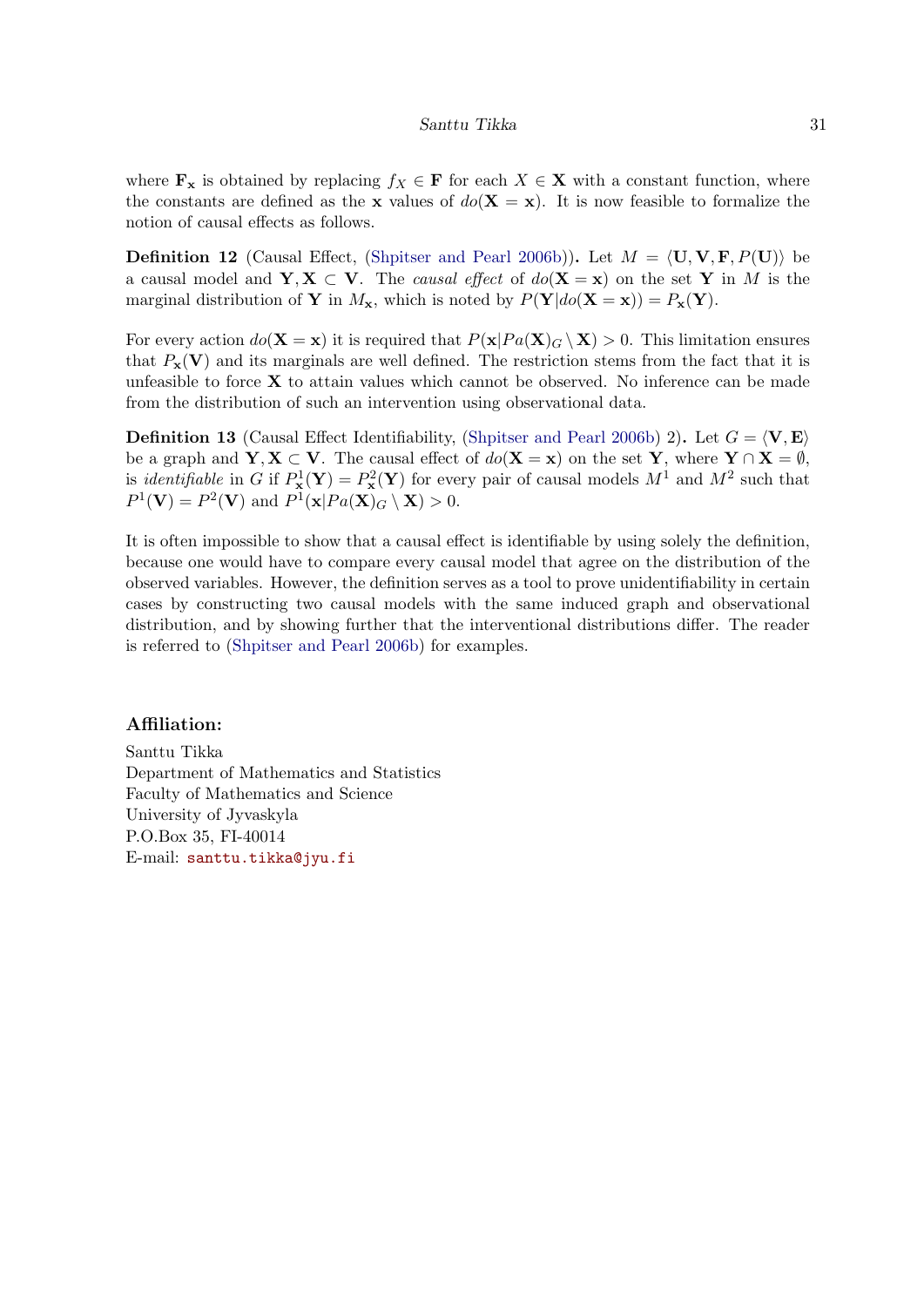where $\mathbf{F}_\mathbf{x}$ is obtained by replacing $f_X \in \mathbf{F}$ for each $X \in \mathbf{X}$ with a constant function, where the constants are defined as the $\mathbf{x}$ values of $do(\mathbf{X} = \mathbf{x})$. It is now feasible to formalize the notion of causal effects as follows.

**Definition 12** (Causal Effect, (Shpitser and Pearl 2006b))**.** Let $M = \langle \mathbf{U}, \mathbf{V}, \mathbf{F}, P(\mathbf{U}) \rangle$ be a causal model and $\mathbf{Y}, \mathbf{X} \subset \mathbf{V}$. The *causal effect* of $do(\mathbf{X} = \mathbf{x})$ on the set $\mathbf{Y}$ in $M$ is the marginal distribution of $\mathbf{Y}$ in $M_\mathbf{x}$, which is noted by $P(\mathbf{Y}|do(\mathbf{X} = \mathbf{x})) = P_\mathbf{x}(\mathbf{Y})$.

For every action $do(\mathbf{X} = \mathbf{x})$ it is required that $P(\mathbf{x}|Pa(\mathbf{X})_G \setminus \mathbf{X}) > 0$. This limitation ensures that $P_\mathbf{x}(\mathbf{V})$ and its marginals are well defined. The restriction stems from the fact that it is unfeasible to force $\mathbf{X}$ to attain values which cannot be observed. No inference can be made from the distribution of such an intervention using observational data.

**Definition 13** (Causal Effect Identifiability, (Shpitser and Pearl 2006b) 2)**.** Let $G = \langle \mathbf{V}, \mathbf{E} \rangle$ be a graph and $\mathbf{Y}, \mathbf{X} \subset \mathbf{V}$. The causal effect of $do(\mathbf{X} = \mathbf{x})$ on the set $\mathbf{Y}$, where $\mathbf{Y} \cap \mathbf{X} = \emptyset$, is *identifiable* in $G$ if $P^1_\mathbf{x}(\mathbf{Y}) = P^2_\mathbf{x}(\mathbf{Y})$ for every pair of causal models $M^1$ and $M^2$ such that $P^1(\mathbf{V}) = P^2(\mathbf{V})$ and $P^1(\mathbf{x}|Pa(\mathbf{X})_G \setminus \mathbf{X}) > 0$.

It is often impossible to show that a causal effect is identifiable by using solely the definition, because one would have to compare every causal model that agree on the distribution of the observed variables. However, the definition serves as a tool to prove unidentifiability in certain cases by constructing two causal models with the same induced graph and observational distribution, and by showing further that the interventional distributions differ. The reader is referred to (Shpitser and Pearl 2006b) for examples.

### Affiliation:

Santtu Tikka
Department of Mathematics and Statistics
Faculty of Mathematics and Science
University of Jyvaskyla
P.O.Box 35, FI-40014
E-mail: santtu.tikka@jyu.fi